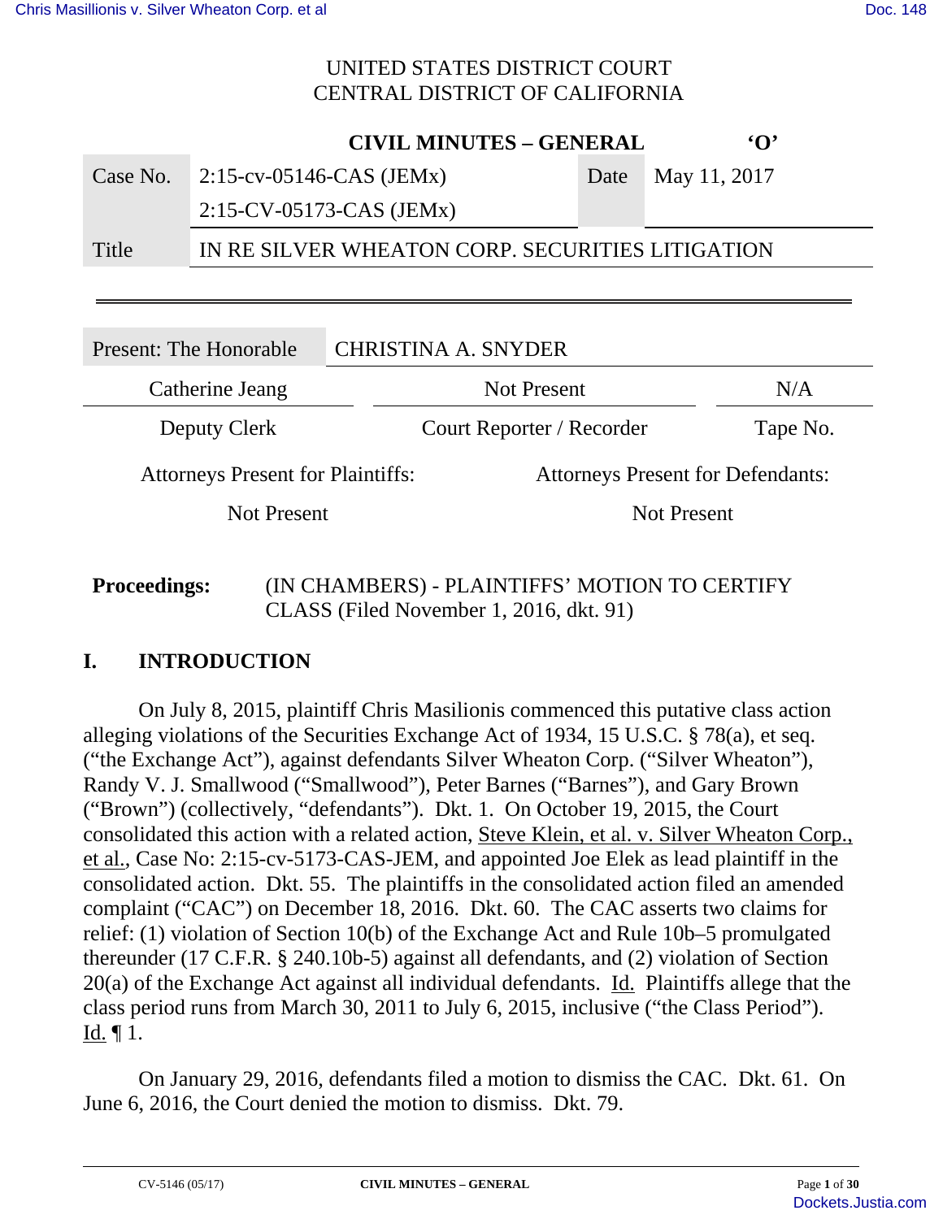UNITED STATES DISTRICT COURT
CENTRAL DISTRICT OF CALIFORNIA

**CIVIL MINUTES – GENERAL** **'O'**

| Case No. | 2:15-cv-05146-CAS (JEMx) 2:15-CV-05173-CAS (JEMx) | Date | May 11, 2017 |
|---|---|---|---|
| Title | IN RE SILVER WHEATON CORP. SECURITIES LITIGATION | | |

| Present: The Honorable | CHRISTINA A. SNYDER | |
|---|---|---|
| Catherine Jeang | Not Present | N/A |
| Deputy Clerk | Court Reporter / Recorder | Tape No. |

| Attorneys Present for Plaintiffs: | Attorneys Present for Defendants: |
|---|---|
| Not Present | Not Present |

**Proceedings:** (IN CHAMBERS) - PLAINTIFFS' MOTION TO CERTIFY CLASS (Filed November 1, 2016, dkt. 91)

## I. INTRODUCTION

On July 8, 2015, plaintiff Chris Masilionis commenced this putative class action alleging violations of the Securities Exchange Act of 1934, 15 U.S.C. § 78(a), et seq. ("the Exchange Act"), against defendants Silver Wheaton Corp. ("Silver Wheaton"), Randy V. J. Smallwood ("Smallwood"), Peter Barnes ("Barnes"), and Gary Brown ("Brown") (collectively, "defendants"). Dkt. 1. On October 19, 2015, the Court consolidated this action with a related action, Steve Klein, et al. v. Silver Wheaton Corp., et al., Case No: 2:15-cv-5173-CAS-JEM, and appointed Joe Elek as lead plaintiff in the consolidated action. Dkt. 55. The plaintiffs in the consolidated action filed an amended complaint ("CAC") on December 18, 2016. Dkt. 60. The CAC asserts two claims for relief: (1) violation of Section 10(b) of the Exchange Act and Rule 10b–5 promulgated thereunder (17 C.F.R. § 240.10b-5) against all defendants, and (2) violation of Section 20(a) of the Exchange Act against all individual defendants. Id. Plaintiffs allege that the class period runs from March 30, 2011 to July 6, 2015, inclusive ("the Class Period"). Id. ¶ 1.

On January 29, 2016, defendants filed a motion to dismiss the CAC. Dkt. 61. On June 6, 2016, the Court denied the motion to dismiss. Dkt. 79.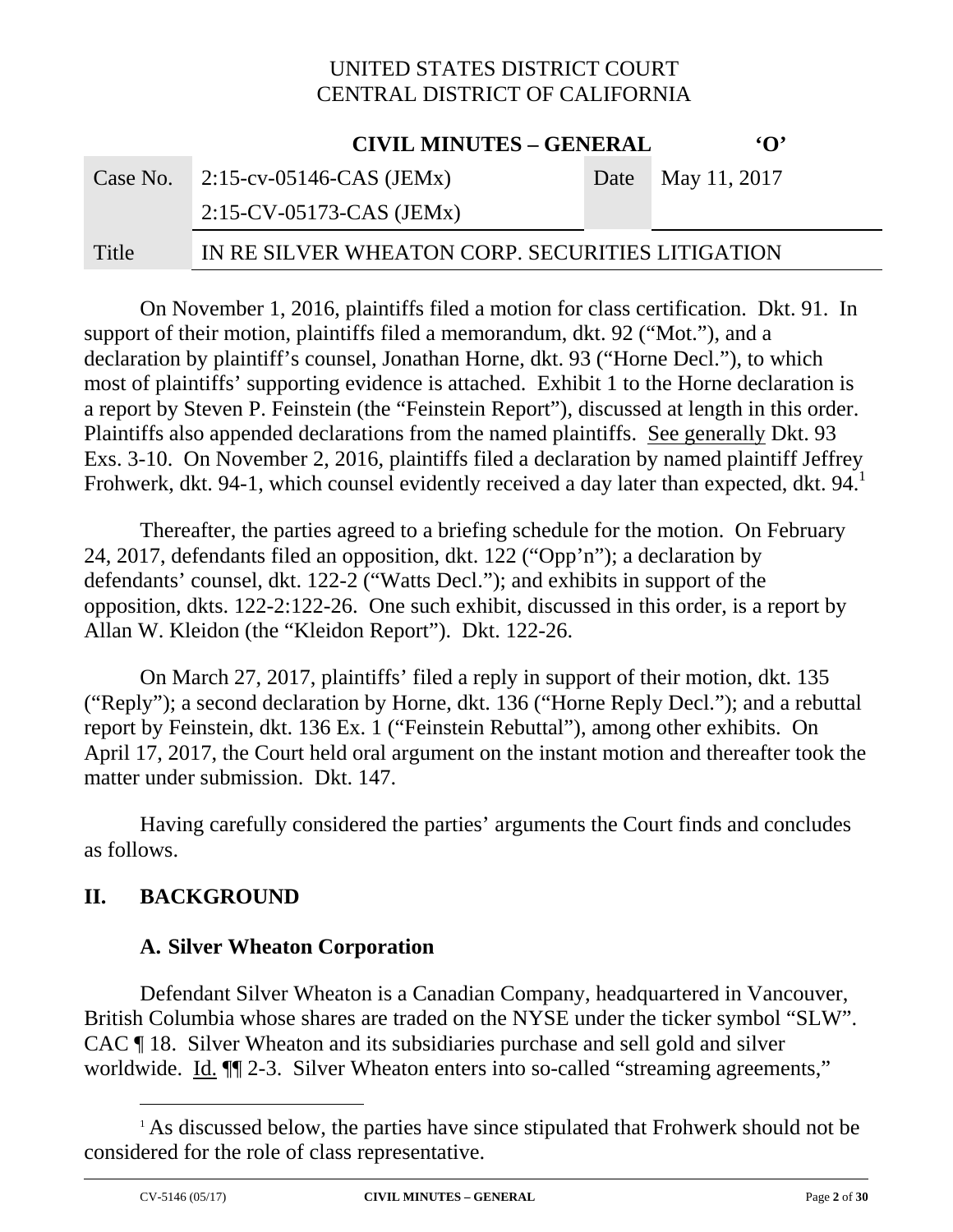On November 1, 2016, plaintiffs filed a motion for class certification. Dkt. 91. In support of their motion, plaintiffs filed a memorandum, dkt. 92 ("Mot."), and a declaration by plaintiff's counsel, Jonathan Horne, dkt. 93 ("Horne Decl."), to which most of plaintiffs' supporting evidence is attached. Exhibit 1 to the Horne declaration is a report by Steven P. Feinstein (the "Feinstein Report"), discussed at length in this order. Plaintiffs also appended declarations from the named plaintiffs. See generally Dkt. 93 Exs. 3-10. On November 2, 2016, plaintiffs filed a declaration by named plaintiff Jeffrey Frohwerk, dkt. 94-1, which counsel evidently received a day later than expected, dkt. 94.[1]

Thereafter, the parties agreed to a briefing schedule for the motion. On February 24, 2017, defendants filed an opposition, dkt. 122 ("Opp'n"); a declaration by defendants' counsel, dkt. 122-2 ("Watts Decl."); and exhibits in support of the opposition, dkts. 122-2:122-26. One such exhibit, discussed in this order, is a report by Allan W. Kleidon (the "Kleidon Report"). Dkt. 122-26.

On March 27, 2017, plaintiffs' filed a reply in support of their motion, dkt. 135 ("Reply"); a second declaration by Horne, dkt. 136 ("Horne Reply Decl."); and a rebuttal report by Feinstein, dkt. 136 Ex. 1 ("Feinstein Rebuttal"), among other exhibits. On April 17, 2017, the Court held oral argument on the instant motion and thereafter took the matter under submission. Dkt. 147.

Having carefully considered the parties' arguments the Court finds and concludes as follows.

## II. BACKGROUND

### A. Silver Wheaton Corporation

Defendant Silver Wheaton is a Canadian Company, headquartered in Vancouver, British Columbia whose shares are traded on the NYSE under the ticker symbol "SLW". CAC ¶ 18. Silver Wheaton and its subsidiaries purchase and sell gold and silver worldwide. Id. ¶¶ 2-3. Silver Wheaton enters into so-called "streaming agreements,"

---

[1] As discussed below, the parties have since stipulated that Frohwerk should not be considered for the role of class representative.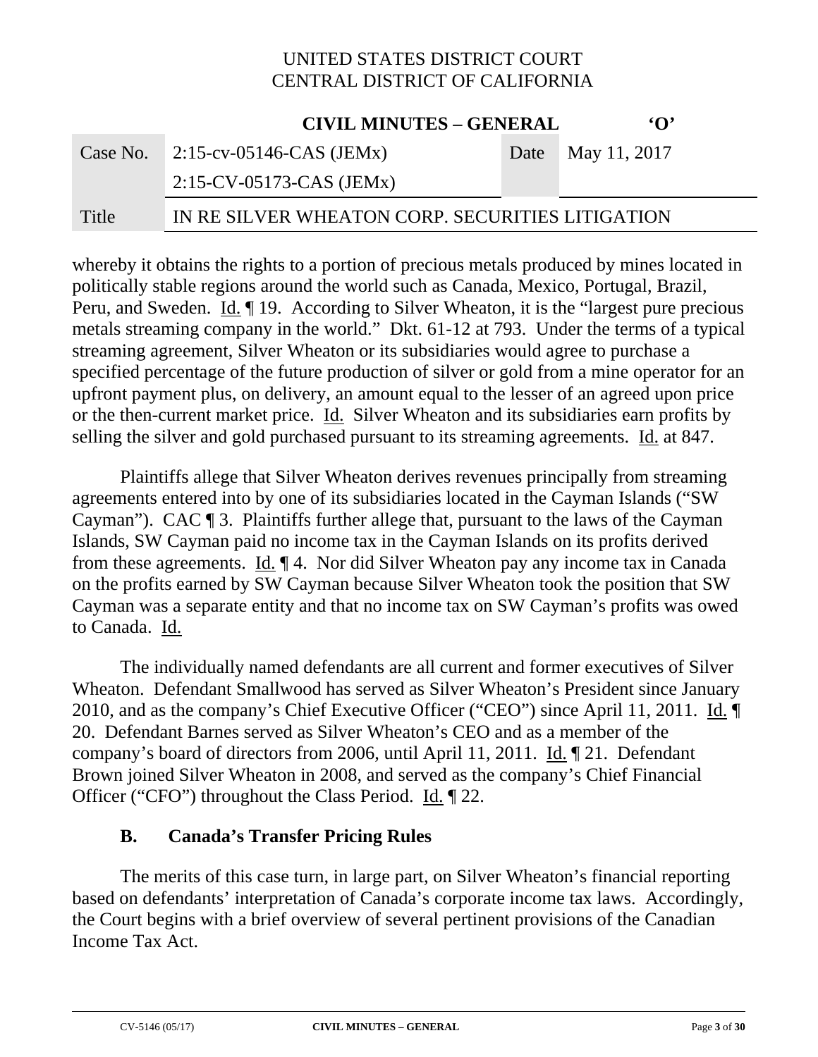whereby it obtains the rights to a portion of precious metals produced by mines located in politically stable regions around the world such as Canada, Mexico, Portugal, Brazil, Peru, and Sweden. Id. ¶ 19. According to Silver Wheaton, it is the "largest pure precious metals streaming company in the world." Dkt. 61-12 at 793. Under the terms of a typical streaming agreement, Silver Wheaton or its subsidiaries would agree to purchase a specified percentage of the future production of silver or gold from a mine operator for an upfront payment plus, on delivery, an amount equal to the lesser of an agreed upon price or the then-current market price. Id. Silver Wheaton and its subsidiaries earn profits by selling the silver and gold purchased pursuant to its streaming agreements. Id. at 847.

Plaintiffs allege that Silver Wheaton derives revenues principally from streaming agreements entered into by one of its subsidiaries located in the Cayman Islands ("SW Cayman"). CAC ¶ 3. Plaintiffs further allege that, pursuant to the laws of the Cayman Islands, SW Cayman paid no income tax in the Cayman Islands on its profits derived from these agreements. Id. ¶ 4. Nor did Silver Wheaton pay any income tax in Canada on the profits earned by SW Cayman because Silver Wheaton took the position that SW Cayman was a separate entity and that no income tax on SW Cayman's profits was owed to Canada. Id.

The individually named defendants are all current and former executives of Silver Wheaton. Defendant Smallwood has served as Silver Wheaton's President since January 2010, and as the company's Chief Executive Officer ("CEO") since April 11, 2011. Id. ¶ 20. Defendant Barnes served as Silver Wheaton's CEO and as a member of the company's board of directors from 2006, until April 11, 2011. Id. ¶ 21. Defendant Brown joined Silver Wheaton in 2008, and served as the company's Chief Financial Officer ("CFO") throughout the Class Period. Id. ¶ 22.

### B. Canada's Transfer Pricing Rules

The merits of this case turn, in large part, on Silver Wheaton's financial reporting based on defendants' interpretation of Canada's corporate income tax laws. Accordingly, the Court begins with a brief overview of several pertinent provisions of the Canadian Income Tax Act.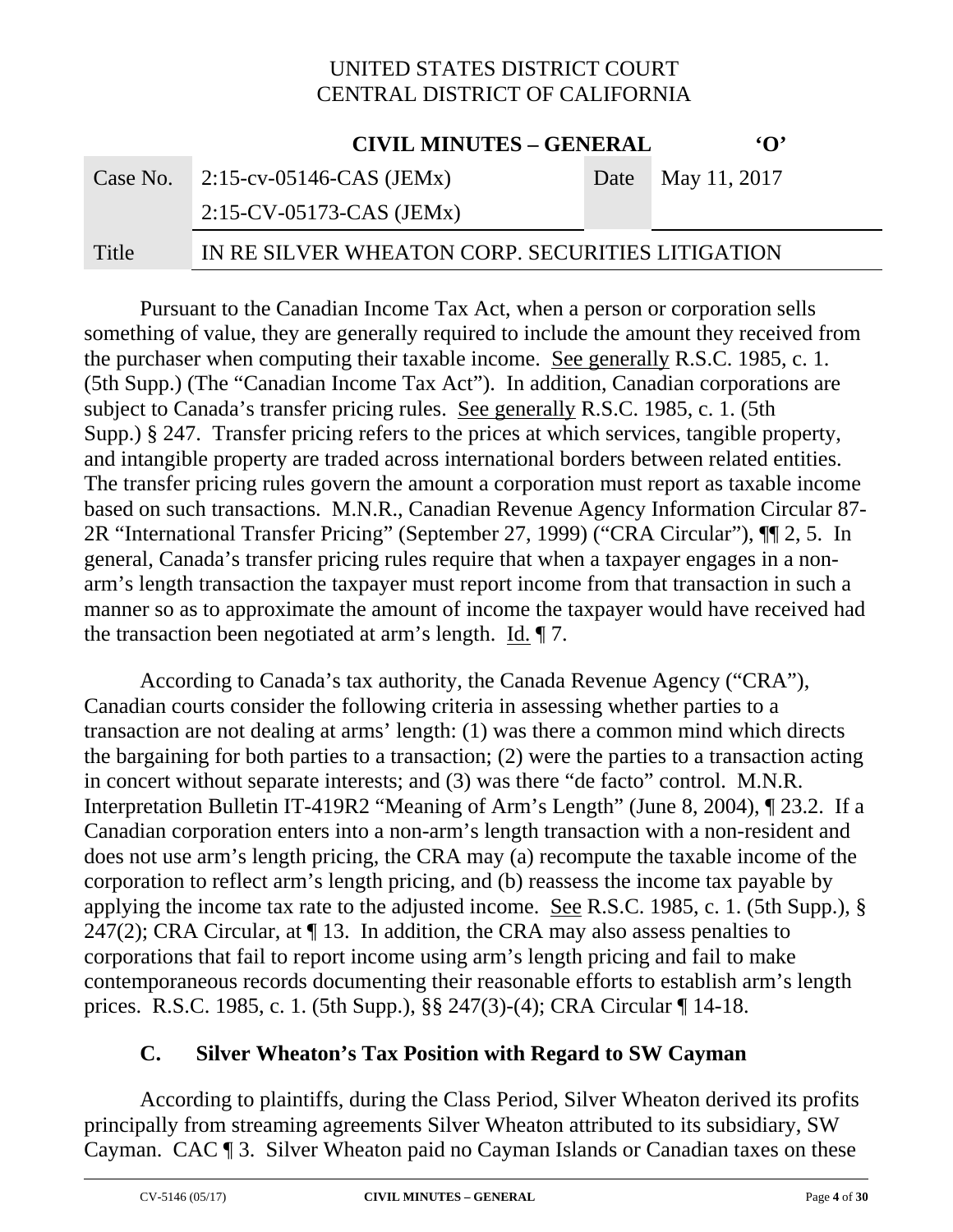Pursuant to the Canadian Income Tax Act, when a person or corporation sells something of value, they are generally required to include the amount they received from the purchaser when computing their taxable income. See generally R.S.C. 1985, c. 1. (5th Supp.) (The "Canadian Income Tax Act"). In addition, Canadian corporations are subject to Canada's transfer pricing rules. See generally R.S.C. 1985, c. 1. (5th Supp.) § 247. Transfer pricing refers to the prices at which services, tangible property, and intangible property are traded across international borders between related entities. The transfer pricing rules govern the amount a corporation must report as taxable income based on such transactions. M.N.R., Canadian Revenue Agency Information Circular 87-2R "International Transfer Pricing" (September 27, 1999) ("CRA Circular"), ¶¶ 2, 5. In general, Canada's transfer pricing rules require that when a taxpayer engages in a non-arm's length transaction the taxpayer must report income from that transaction in such a manner so as to approximate the amount of income the taxpayer would have received had the transaction been negotiated at arm's length. Id. ¶ 7.

According to Canada's tax authority, the Canada Revenue Agency ("CRA"), Canadian courts consider the following criteria in assessing whether parties to a transaction are not dealing at arms' length: (1) was there a common mind which directs the bargaining for both parties to a transaction; (2) were the parties to a transaction acting in concert without separate interests; and (3) was there "de facto" control. M.N.R. Interpretation Bulletin IT-419R2 "Meaning of Arm's Length" (June 8, 2004), ¶ 23.2. If a Canadian corporation enters into a non-arm's length transaction with a non-resident and does not use arm's length pricing, the CRA may (a) recompute the taxable income of the corporation to reflect arm's length pricing, and (b) reassess the income tax payable by applying the income tax rate to the adjusted income. See R.S.C. 1985, c. 1. (5th Supp.), § 247(2); CRA Circular, at ¶ 13. In addition, the CRA may also assess penalties to corporations that fail to report income using arm's length pricing and fail to make contemporaneous records documenting their reasonable efforts to establish arm's length prices. R.S.C. 1985, c. 1. (5th Supp.), §§ 247(3)-(4); CRA Circular ¶ 14-18.

### C. Silver Wheaton's Tax Position with Regard to SW Cayman

According to plaintiffs, during the Class Period, Silver Wheaton derived its profits principally from streaming agreements Silver Wheaton attributed to its subsidiary, SW Cayman. CAC ¶ 3. Silver Wheaton paid no Cayman Islands or Canadian taxes on these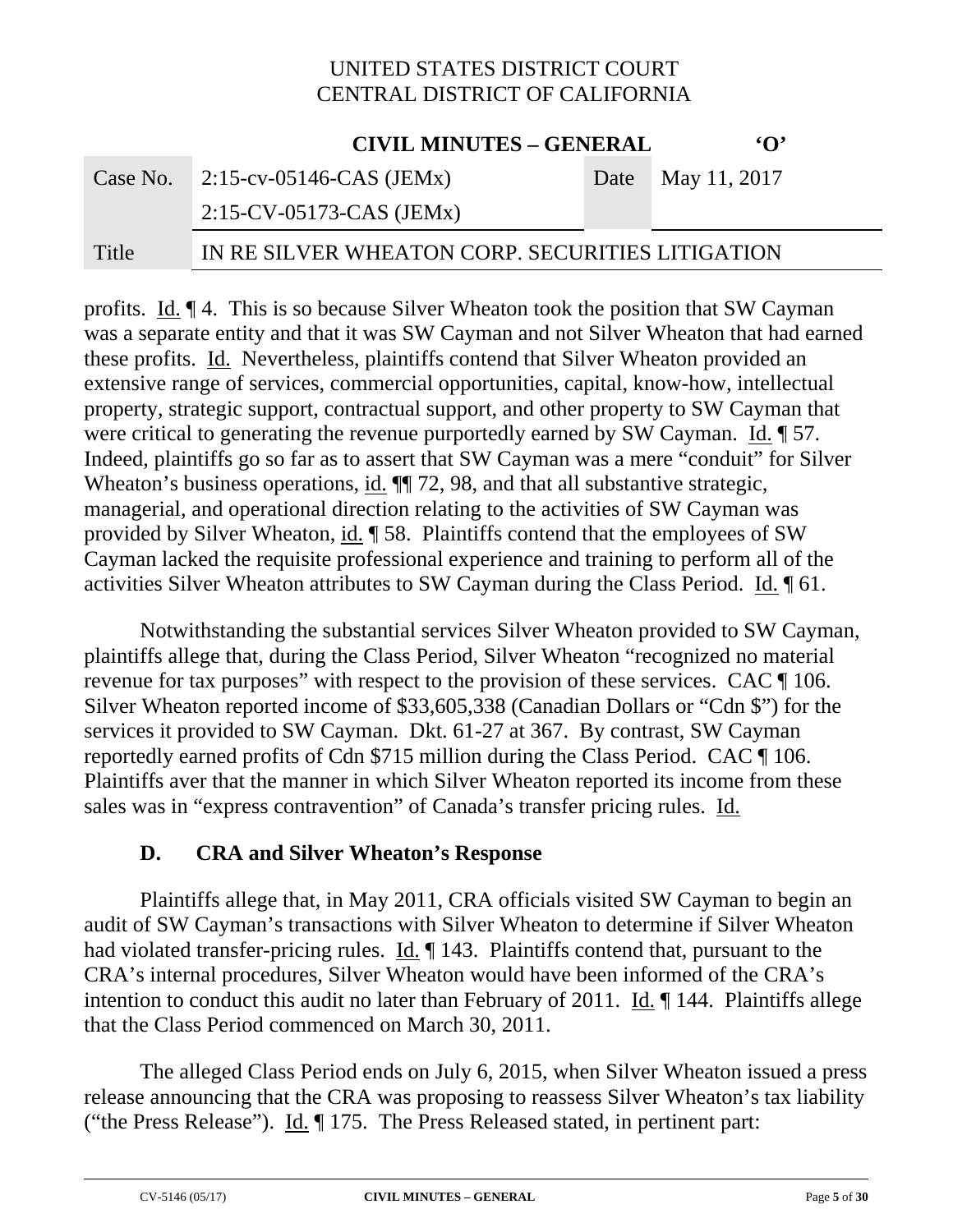profits. Id. ¶ 4. This is so because Silver Wheaton took the position that SW Cayman was a separate entity and that it was SW Cayman and not Silver Wheaton that had earned these profits. Id. Nevertheless, plaintiffs contend that Silver Wheaton provided an extensive range of services, commercial opportunities, capital, know-how, intellectual property, strategic support, contractual support, and other property to SW Cayman that were critical to generating the revenue purportedly earned by SW Cayman. Id. ¶ 57. Indeed, plaintiffs go so far as to assert that SW Cayman was a mere "conduit" for Silver Wheaton's business operations, id. ¶¶ 72, 98, and that all substantive strategic, managerial, and operational direction relating to the activities of SW Cayman was provided by Silver Wheaton, id. ¶ 58. Plaintiffs contend that the employees of SW Cayman lacked the requisite professional experience and training to perform all of the activities Silver Wheaton attributes to SW Cayman during the Class Period. Id. ¶ 61.

Notwithstanding the substantial services Silver Wheaton provided to SW Cayman, plaintiffs allege that, during the Class Period, Silver Wheaton "recognized no material revenue for tax purposes" with respect to the provision of these services. CAC ¶ 106. Silver Wheaton reported income of $33,605,338 (Canadian Dollars or "Cdn $") for the services it provided to SW Cayman. Dkt. 61-27 at 367. By contrast, SW Cayman reportedly earned profits of Cdn $715 million during the Class Period. CAC ¶ 106. Plaintiffs aver that the manner in which Silver Wheaton reported its income from these sales was in "express contravention" of Canada's transfer pricing rules. Id.

### D. CRA and Silver Wheaton's Response

Plaintiffs allege that, in May 2011, CRA officials visited SW Cayman to begin an audit of SW Cayman's transactions with Silver Wheaton to determine if Silver Wheaton had violated transfer-pricing rules. Id. ¶ 143. Plaintiffs contend that, pursuant to the CRA's internal procedures, Silver Wheaton would have been informed of the CRA's intention to conduct this audit no later than February of 2011. Id. ¶ 144. Plaintiffs allege that the Class Period commenced on March 30, 2011.

The alleged Class Period ends on July 6, 2015, when Silver Wheaton issued a press release announcing that the CRA was proposing to reassess Silver Wheaton's tax liability ("the Press Release"). Id. ¶ 175. The Press Released stated, in pertinent part: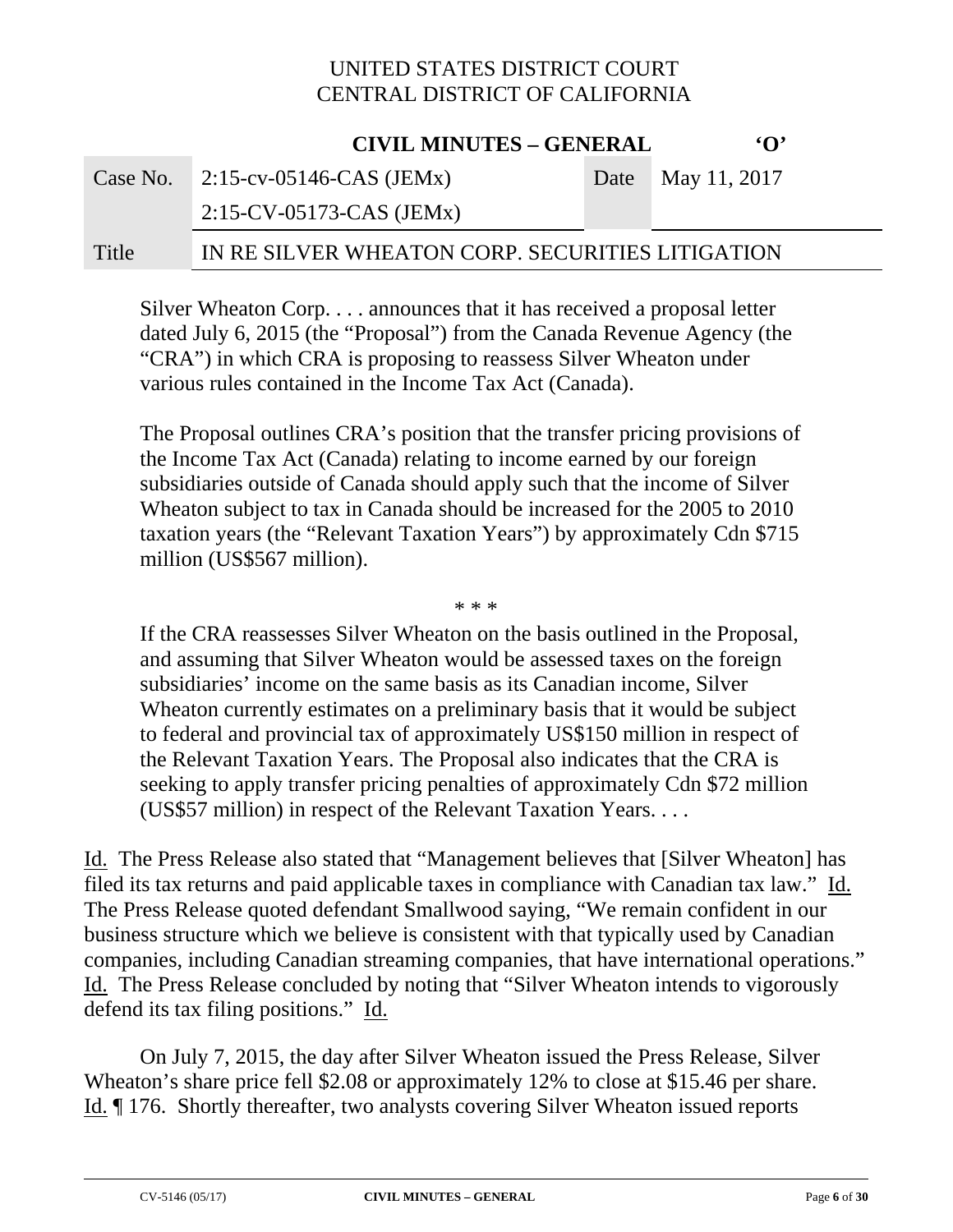> Silver Wheaton Corp. . . . announces that it has received a proposal letter dated July 6, 2015 (the "Proposal") from the Canada Revenue Agency (the "CRA") in which CRA is proposing to reassess Silver Wheaton under various rules contained in the Income Tax Act (Canada).
>
> The Proposal outlines CRA's position that the transfer pricing provisions of the Income Tax Act (Canada) relating to income earned by our foreign subsidiaries outside of Canada should apply such that the income of Silver Wheaton subject to tax in Canada should be increased for the 2005 to 2010 taxation years (the "Relevant Taxation Years") by approximately Cdn $715 million (US$567 million).
>
> \* \* \*
>
> If the CRA reassesses Silver Wheaton on the basis outlined in the Proposal, and assuming that Silver Wheaton would be assessed taxes on the foreign subsidiaries' income on the same basis as its Canadian income, Silver Wheaton currently estimates on a preliminary basis that it would be subject to federal and provincial tax of approximately US$150 million in respect of the Relevant Taxation Years. The Proposal also indicates that the CRA is seeking to apply transfer pricing penalties of approximately Cdn $72 million (US$57 million) in respect of the Relevant Taxation Years. . . .

Id. The Press Release also stated that "Management believes that [Silver Wheaton] has filed its tax returns and paid applicable taxes in compliance with Canadian tax law." Id. The Press Release quoted defendant Smallwood saying, "We remain confident in our business structure which we believe is consistent with that typically used by Canadian companies, including Canadian streaming companies, that have international operations." Id. The Press Release concluded by noting that "Silver Wheaton intends to vigorously defend its tax filing positions." Id.

On July 7, 2015, the day after Silver Wheaton issued the Press Release, Silver Wheaton's share price fell $2.08 or approximately 12% to close at $15.46 per share. Id. ¶ 176. Shortly thereafter, two analysts covering Silver Wheaton issued reports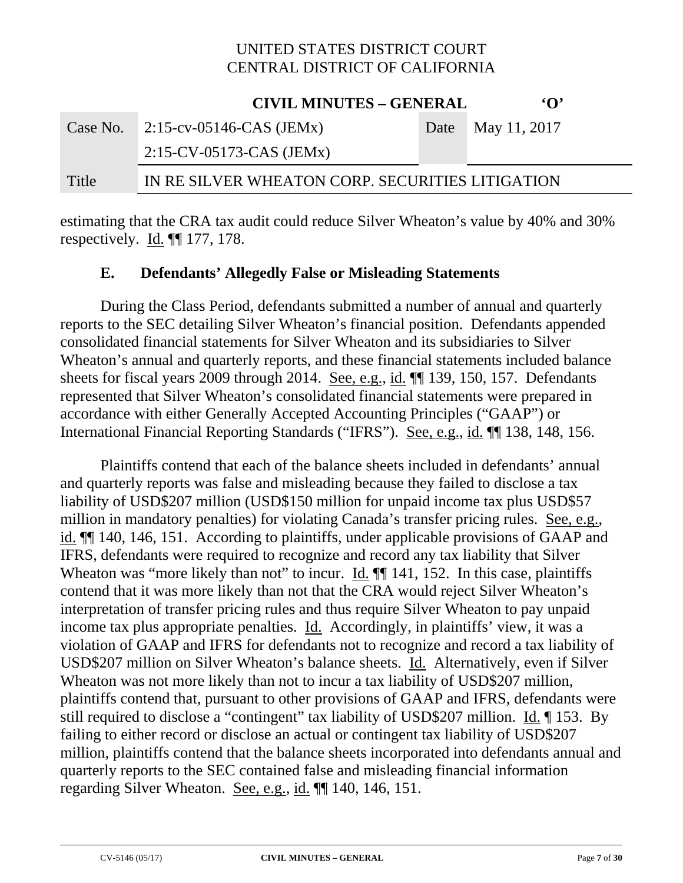estimating that the CRA tax audit could reduce Silver Wheaton's value by 40% and 30% respectively. Id. ¶¶ 177, 178.

### E. Defendants' Allegedly False or Misleading Statements

During the Class Period, defendants submitted a number of annual and quarterly reports to the SEC detailing Silver Wheaton's financial position. Defendants appended consolidated financial statements for Silver Wheaton and its subsidiaries to Silver Wheaton's annual and quarterly reports, and these financial statements included balance sheets for fiscal years 2009 through 2014. See, e.g., id. ¶¶ 139, 150, 157. Defendants represented that Silver Wheaton's consolidated financial statements were prepared in accordance with either Generally Accepted Accounting Principles ("GAAP") or International Financial Reporting Standards ("IFRS"). See, e.g., id. ¶¶ 138, 148, 156.

Plaintiffs contend that each of the balance sheets included in defendants' annual and quarterly reports was false and misleading because they failed to disclose a tax liability of USD$207 million (USD$150 million for unpaid income tax plus USD$57 million in mandatory penalties) for violating Canada's transfer pricing rules. See, e.g., id. ¶¶ 140, 146, 151. According to plaintiffs, under applicable provisions of GAAP and IFRS, defendants were required to recognize and record any tax liability that Silver Wheaton was "more likely than not" to incur. Id. ¶¶ 141, 152. In this case, plaintiffs contend that it was more likely than not that the CRA would reject Silver Wheaton's interpretation of transfer pricing rules and thus require Silver Wheaton to pay unpaid income tax plus appropriate penalties. Id. Accordingly, in plaintiffs' view, it was a violation of GAAP and IFRS for defendants not to recognize and record a tax liability of USD$207 million on Silver Wheaton's balance sheets. Id. Alternatively, even if Silver Wheaton was not more likely than not to incur a tax liability of USD$207 million, plaintiffs contend that, pursuant to other provisions of GAAP and IFRS, defendants were still required to disclose a "contingent" tax liability of USD$207 million. Id. ¶ 153. By failing to either record or disclose an actual or contingent tax liability of USD$207 million, plaintiffs contend that the balance sheets incorporated into defendants annual and quarterly reports to the SEC contained false and misleading financial information regarding Silver Wheaton. See, e.g., id. ¶¶ 140, 146, 151.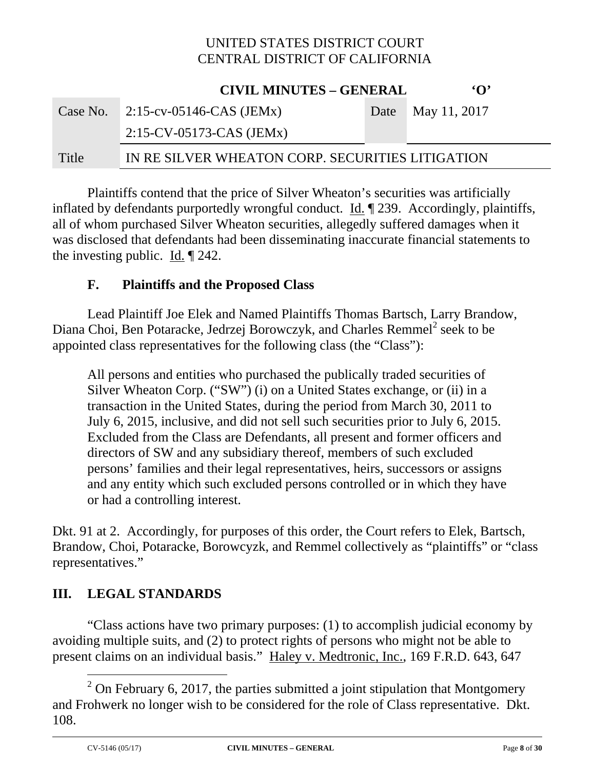Plaintiffs contend that the price of Silver Wheaton's securities was artificially inflated by defendants purportedly wrongful conduct. Id. ¶ 239. Accordingly, plaintiffs, all of whom purchased Silver Wheaton securities, allegedly suffered damages when it was disclosed that defendants had been disseminating inaccurate financial statements to the investing public. Id. ¶ 242.

### F. Plaintiffs and the Proposed Class

Lead Plaintiff Joe Elek and Named Plaintiffs Thomas Bartsch, Larry Brandow, Diana Choi, Ben Potaracke, Jedrzej Borowczyk, and Charles Remmel[2] seek to be appointed class representatives for the following class (the "Class"):

> All persons and entities who purchased the publically traded securities of Silver Wheaton Corp. ("SW") (i) on a United States exchange, or (ii) in a transaction in the United States, during the period from March 30, 2011 to July 6, 2015, inclusive, and did not sell such securities prior to July 6, 2015. Excluded from the Class are Defendants, all present and former officers and directors of SW and any subsidiary thereof, members of such excluded persons' families and their legal representatives, heirs, successors or assigns and any entity which such excluded persons controlled or in which they have or had a controlling interest.

Dkt. 91 at 2. Accordingly, for purposes of this order, the Court refers to Elek, Bartsch, Brandow, Choi, Potaracke, Borowcyzk, and Remmel collectively as "plaintiffs" or "class representatives."

## III. LEGAL STANDARDS

"Class actions have two primary purposes: (1) to accomplish judicial economy by avoiding multiple suits, and (2) to protect rights of persons who might not be able to present claims on an individual basis." Haley v. Medtronic, Inc., 169 F.R.D. 643, 647

---

[2] On February 6, 2017, the parties submitted a joint stipulation that Montgomery and Frohwerk no longer wish to be considered for the role of Class representative. Dkt. 108.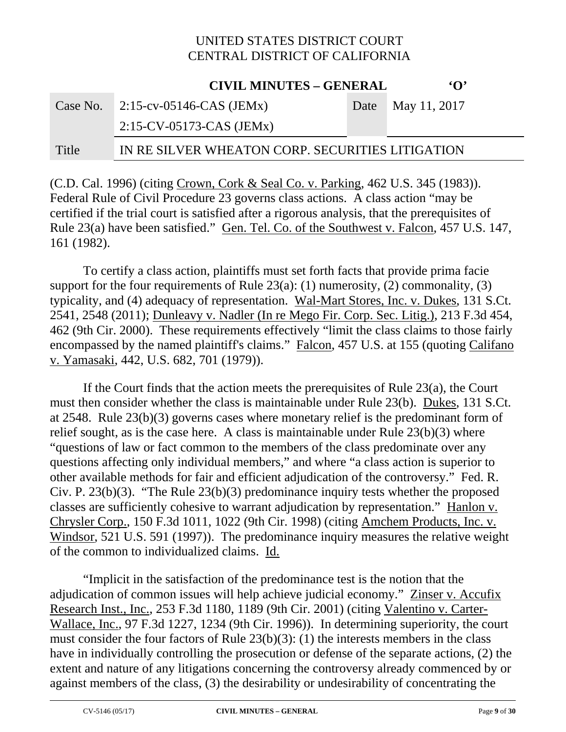(C.D. Cal. 1996) (citing Crown, Cork & Seal Co. v. Parking, 462 U.S. 345 (1983)). Federal Rule of Civil Procedure 23 governs class actions. A class action "may be certified if the trial court is satisfied after a rigorous analysis, that the prerequisites of Rule 23(a) have been satisfied." Gen. Tel. Co. of the Southwest v. Falcon, 457 U.S. 147, 161 (1982).

To certify a class action, plaintiffs must set forth facts that provide prima facie support for the four requirements of Rule 23(a): (1) numerosity, (2) commonality, (3) typicality, and (4) adequacy of representation. Wal-Mart Stores, Inc. v. Dukes, 131 S.Ct. 2541, 2548 (2011); Dunleavy v. Nadler (In re Mego Fir. Corp. Sec. Litig.), 213 F.3d 454, 462 (9th Cir. 2000). These requirements effectively "limit the class claims to those fairly encompassed by the named plaintiff's claims." Falcon, 457 U.S. at 155 (quoting Califano v. Yamasaki, 442, U.S. 682, 701 (1979)).

If the Court finds that the action meets the prerequisites of Rule 23(a), the Court must then consider whether the class is maintainable under Rule 23(b). Dukes, 131 S.Ct. at 2548. Rule 23(b)(3) governs cases where monetary relief is the predominant form of relief sought, as is the case here. A class is maintainable under Rule 23(b)(3) where "questions of law or fact common to the members of the class predominate over any questions affecting only individual members," and where "a class action is superior to other available methods for fair and efficient adjudication of the controversy." Fed. R. Civ. P. 23(b)(3). "The Rule 23(b)(3) predominance inquiry tests whether the proposed classes are sufficiently cohesive to warrant adjudication by representation." Hanlon v. Chrysler Corp., 150 F.3d 1011, 1022 (9th Cir. 1998) (citing Amchem Products, Inc. v. Windsor, 521 U.S. 591 (1997)). The predominance inquiry measures the relative weight of the common to individualized claims. Id.

"Implicit in the satisfaction of the predominance test is the notion that the adjudication of common issues will help achieve judicial economy." Zinser v. Accufix Research Inst., Inc., 253 F.3d 1180, 1189 (9th Cir. 2001) (citing Valentino v. Carter-Wallace, Inc., 97 F.3d 1227, 1234 (9th Cir. 1996)). In determining superiority, the court must consider the four factors of Rule 23(b)(3): (1) the interests members in the class have in individually controlling the prosecution or defense of the separate actions, (2) the extent and nature of any litigations concerning the controversy already commenced by or against members of the class, (3) the desirability or undesirability of concentrating the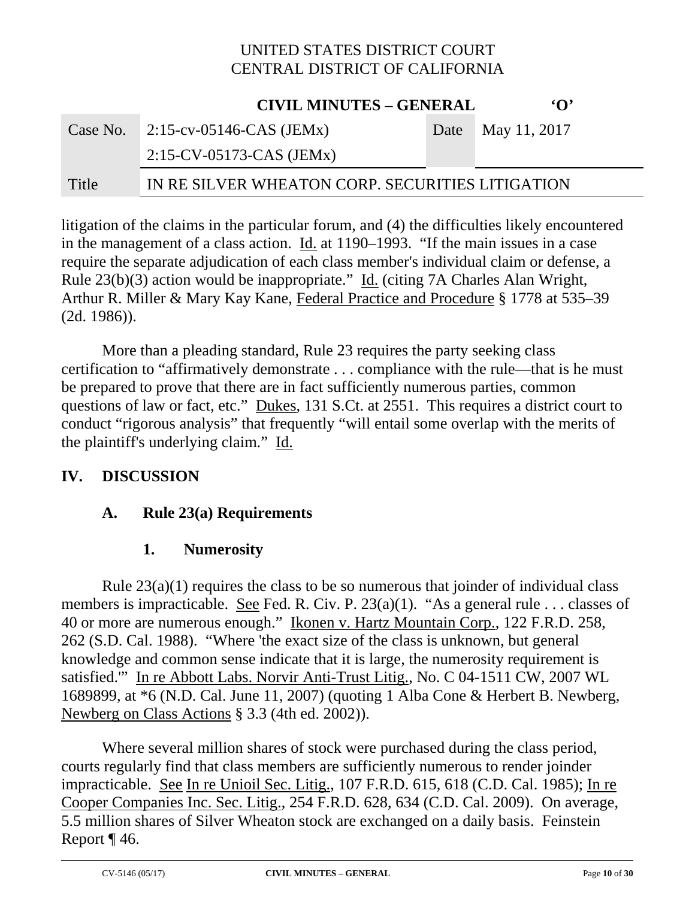litigation of the claims in the particular forum, and (4) the difficulties likely encountered in the management of a class action. Id. at 1190–1993. "If the main issues in a case require the separate adjudication of each class member's individual claim or defense, a Rule 23(b)(3) action would be inappropriate." Id. (citing 7A Charles Alan Wright, Arthur R. Miller & Mary Kay Kane, Federal Practice and Procedure § 1778 at 535–39 (2d. 1986)).

More than a pleading standard, Rule 23 requires the party seeking class certification to "affirmatively demonstrate . . . compliance with the rule—that is he must be prepared to prove that there are in fact sufficiently numerous parties, common questions of law or fact, etc." Dukes, 131 S.Ct. at 2551. This requires a district court to conduct "rigorous analysis" that frequently "will entail some overlap with the merits of the plaintiff's underlying claim." Id.

## IV. DISCUSSION

### A. Rule 23(a) Requirements

#### 1. Numerosity

Rule 23(a)(1) requires the class to be so numerous that joinder of individual class members is impracticable. See Fed. R. Civ. P. 23(a)(1). "As a general rule . . . classes of 40 or more are numerous enough." Ikonen v. Hartz Mountain Corp., 122 F.R.D. 258, 262 (S.D. Cal. 1988). "Where 'the exact size of the class is unknown, but general knowledge and common sense indicate that it is large, the numerosity requirement is satisfied.'" In re Abbott Labs. Norvir Anti-Trust Litig., No. C 04-1511 CW, 2007 WL 1689899, at *6 (N.D. Cal. June 11, 2007) (quoting 1 Alba Cone & Herbert B. Newberg, Newberg on Class Actions § 3.3 (4th ed. 2002)).

Where several million shares of stock were purchased during the class period, courts regularly find that class members are sufficiently numerous to render joinder impracticable. See In re Unioil Sec. Litig., 107 F.R.D. 615, 618 (C.D. Cal. 1985); In re Cooper Companies Inc. Sec. Litig., 254 F.R.D. 628, 634 (C.D. Cal. 2009). On average, 5.5 million shares of Silver Wheaton stock are exchanged on a daily basis. Feinstein Report ¶ 46.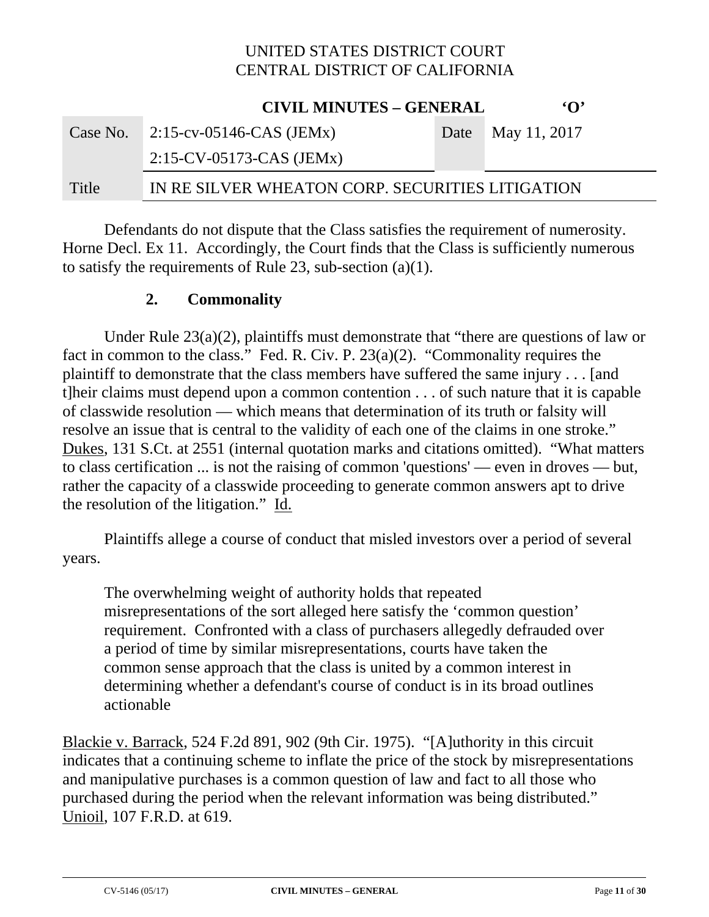Defendants do not dispute that the Class satisfies the requirement of numerosity. Horne Decl. Ex 11. Accordingly, the Court finds that the Class is sufficiently numerous to satisfy the requirements of Rule 23, sub-section (a)(1).

### 2. Commonality

Under Rule 23(a)(2), plaintiffs must demonstrate that "there are questions of law or fact in common to the class." Fed. R. Civ. P. 23(a)(2). "Commonality requires the plaintiff to demonstrate that the class members have suffered the same injury . . . [and t]heir claims must depend upon a common contention . . . of such nature that it is capable of classwide resolution — which means that determination of its truth or falsity will resolve an issue that is central to the validity of each one of the claims in one stroke." Dukes, 131 S.Ct. at 2551 (internal quotation marks and citations omitted). "What matters to class certification ... is not the raising of common 'questions' — even in droves — but, rather the capacity of a classwide proceeding to generate common answers apt to drive the resolution of the litigation." Id.

Plaintiffs allege a course of conduct that misled investors over a period of several years.

> The overwhelming weight of authority holds that repeated misrepresentations of the sort alleged here satisfy the 'common question' requirement. Confronted with a class of purchasers allegedly defrauded over a period of time by similar misrepresentations, courts have taken the common sense approach that the class is united by a common interest in determining whether a defendant's course of conduct is in its broad outlines actionable

Blackie v. Barrack, 524 F.2d 891, 902 (9th Cir. 1975). "[A]uthority in this circuit indicates that a continuing scheme to inflate the price of the stock by misrepresentations and manipulative purchases is a common question of law and fact to all those who purchased during the period when the relevant information was being distributed." Unioil, 107 F.R.D. at 619.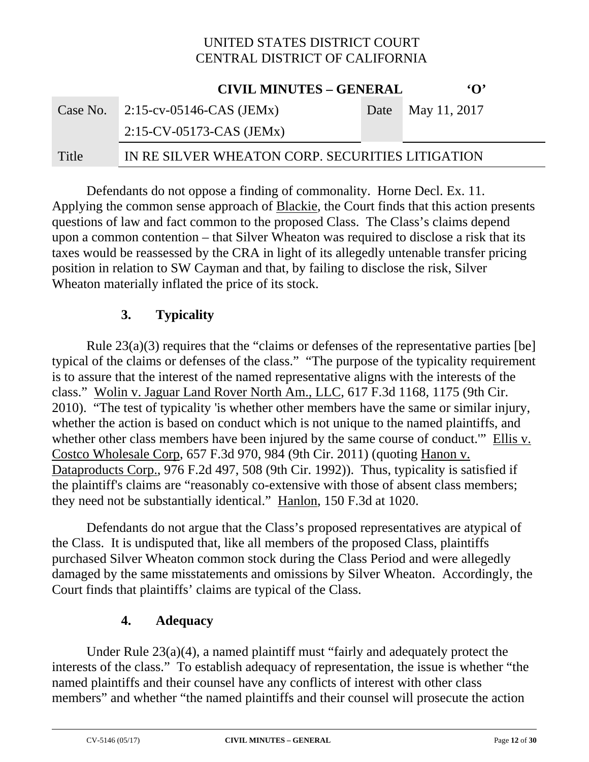Defendants do not oppose a finding of commonality. Horne Decl. Ex. 11. Applying the common sense approach of Blackie, the Court finds that this action presents questions of law and fact common to the proposed Class. The Class's claims depend upon a common contention – that Silver Wheaton was required to disclose a risk that its taxes would be reassessed by the CRA in light of its allegedly untenable transfer pricing position in relation to SW Cayman and that, by failing to disclose the risk, Silver Wheaton materially inflated the price of its stock.

### 3. Typicality

Rule 23(a)(3) requires that the "claims or defenses of the representative parties [be] typical of the claims or defenses of the class." "The purpose of the typicality requirement is to assure that the interest of the named representative aligns with the interests of the class." Wolin v. Jaguar Land Rover North Am., LLC, 617 F.3d 1168, 1175 (9th Cir. 2010). "The test of typicality 'is whether other members have the same or similar injury, whether the action is based on conduct which is not unique to the named plaintiffs, and whether other class members have been injured by the same course of conduct.'" Ellis v. Costco Wholesale Corp, 657 F.3d 970, 984 (9th Cir. 2011) (quoting Hanon v. Dataproducts Corp., 976 F.2d 497, 508 (9th Cir. 1992)). Thus, typicality is satisfied if the plaintiff's claims are "reasonably co-extensive with those of absent class members; they need not be substantially identical." Hanlon, 150 F.3d at 1020.

Defendants do not argue that the Class's proposed representatives are atypical of the Class. It is undisputed that, like all members of the proposed Class, plaintiffs purchased Silver Wheaton common stock during the Class Period and were allegedly damaged by the same misstatements and omissions by Silver Wheaton. Accordingly, the Court finds that plaintiffs' claims are typical of the Class.

### 4. Adequacy

Under Rule 23(a)(4), a named plaintiff must "fairly and adequately protect the interests of the class." To establish adequacy of representation, the issue is whether "the named plaintiffs and their counsel have any conflicts of interest with other class members" and whether "the named plaintiffs and their counsel will prosecute the action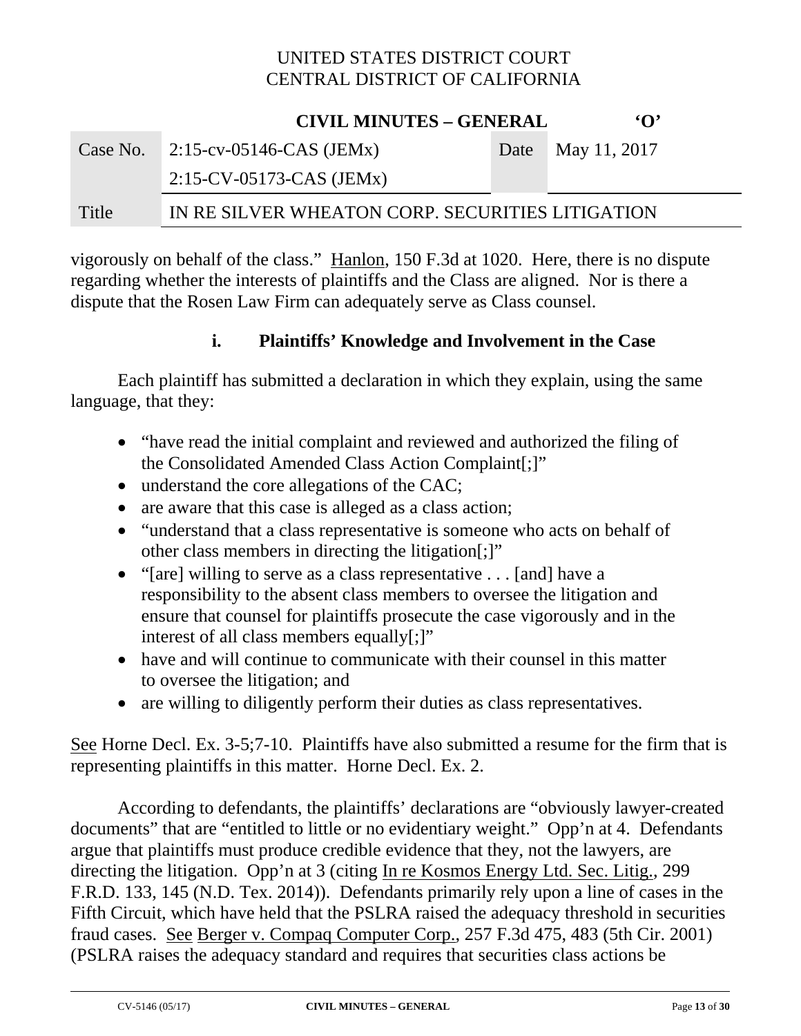vigorously on behalf of the class." Hanlon, 150 F.3d at 1020. Here, there is no dispute regarding whether the interests of plaintiffs and the Class are aligned. Nor is there a dispute that the Rosen Law Firm can adequately serve as Class counsel.

### i. Plaintiffs' Knowledge and Involvement in the Case

Each plaintiff has submitted a declaration in which they explain, using the same language, that they:

- "have read the initial complaint and reviewed and authorized the filing of the Consolidated Amended Class Action Complaint[;]"
- understand the core allegations of the CAC;
- are aware that this case is alleged as a class action;
- "understand that a class representative is someone who acts on behalf of other class members in directing the litigation[;]"
- "[are] willing to serve as a class representative . . . [and] have a responsibility to the absent class members to oversee the litigation and ensure that counsel for plaintiffs prosecute the case vigorously and in the interest of all class members equally[;]"
- have and will continue to communicate with their counsel in this matter to oversee the litigation; and
- are willing to diligently perform their duties as class representatives.

See Horne Decl. Ex. 3-5;7-10. Plaintiffs have also submitted a resume for the firm that is representing plaintiffs in this matter. Horne Decl. Ex. 2.

According to defendants, the plaintiffs' declarations are "obviously lawyer-created documents" that are "entitled to little or no evidentiary weight." Opp'n at 4. Defendants argue that plaintiffs must produce credible evidence that they, not the lawyers, are directing the litigation. Opp'n at 3 (citing In re Kosmos Energy Ltd. Sec. Litig., 299 F.R.D. 133, 145 (N.D. Tex. 2014)). Defendants primarily rely upon a line of cases in the Fifth Circuit, which have held that the PSLRA raised the adequacy threshold in securities fraud cases. See Berger v. Compaq Computer Corp., 257 F.3d 475, 483 (5th Cir. 2001) (PSLRA raises the adequacy standard and requires that securities class actions be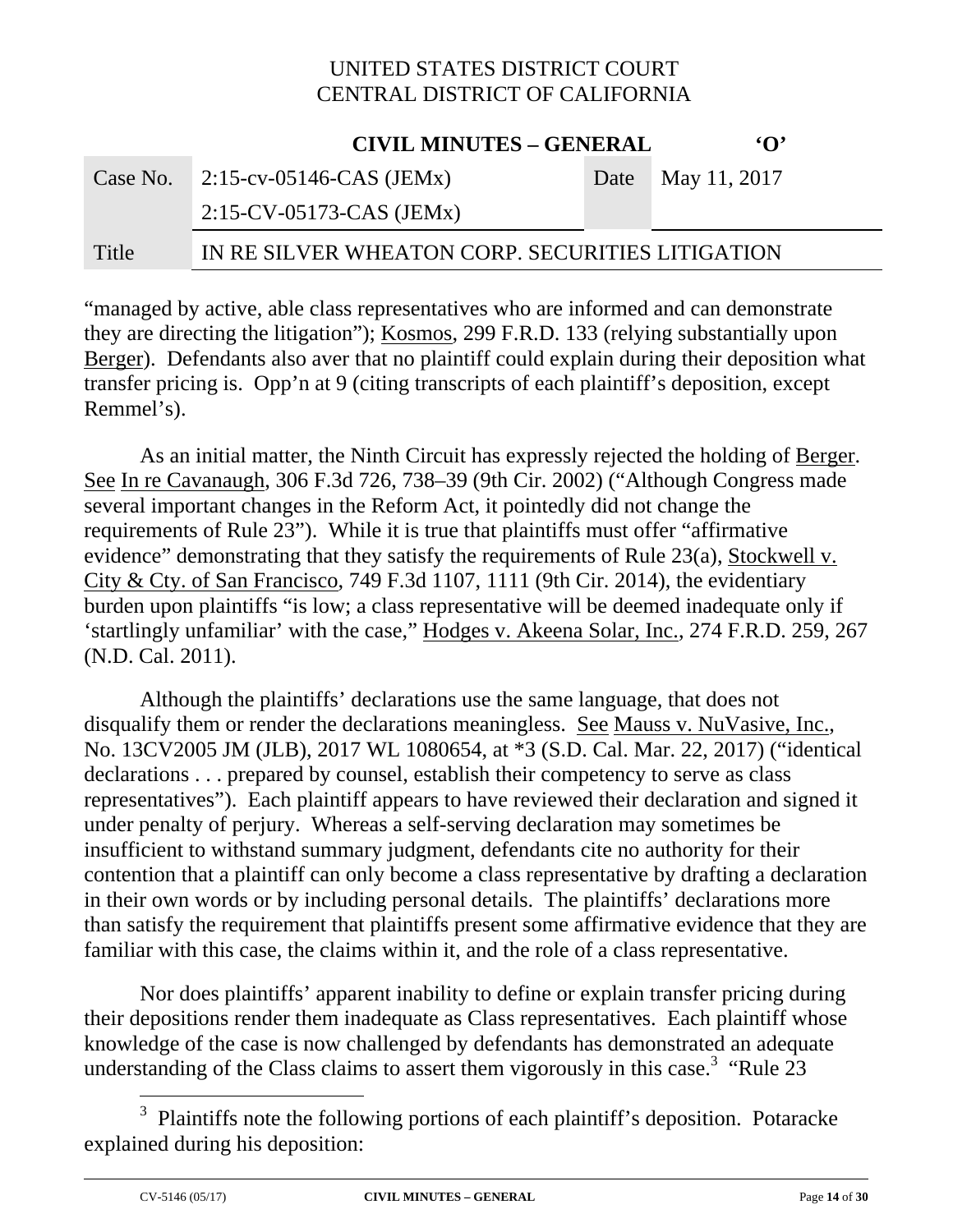"managed by active, able class representatives who are informed and can demonstrate they are directing the litigation"); Kosmos, 299 F.R.D. 133 (relying substantially upon Berger). Defendants also aver that no plaintiff could explain during their deposition what transfer pricing is. Opp'n at 9 (citing transcripts of each plaintiff's deposition, except Remmel's).

As an initial matter, the Ninth Circuit has expressly rejected the holding of Berger. See In re Cavanaugh, 306 F.3d 726, 738–39 (9th Cir. 2002) ("Although Congress made several important changes in the Reform Act, it pointedly did not change the requirements of Rule 23"). While it is true that plaintiffs must offer "affirmative evidence" demonstrating that they satisfy the requirements of Rule 23(a), Stockwell v. City & Cty. of San Francisco, 749 F.3d 1107, 1111 (9th Cir. 2014), the evidentiary burden upon plaintiffs "is low; a class representative will be deemed inadequate only if 'startlingly unfamiliar' with the case," Hodges v. Akeena Solar, Inc., 274 F.R.D. 259, 267 (N.D. Cal. 2011).

Although the plaintiffs' declarations use the same language, that does not disqualify them or render the declarations meaningless. See Mauss v. NuVasive, Inc., No. 13CV2005 JM (JLB), 2017 WL 1080654, at *3 (S.D. Cal. Mar. 22, 2017) ("identical declarations . . . prepared by counsel, establish their competency to serve as class representatives"). Each plaintiff appears to have reviewed their declaration and signed it under penalty of perjury. Whereas a self-serving declaration may sometimes be insufficient to withstand summary judgment, defendants cite no authority for their contention that a plaintiff can only become a class representative by drafting a declaration in their own words or by including personal details. The plaintiffs' declarations more than satisfy the requirement that plaintiffs present some affirmative evidence that they are familiar with this case, the claims within it, and the role of a class representative.

Nor does plaintiffs' apparent inability to define or explain transfer pricing during their depositions render them inadequate as Class representatives. Each plaintiff whose knowledge of the case is now challenged by defendants has demonstrated an adequate understanding of the Class claims to assert them vigorously in this case.[3] "Rule 23

---

[3] Plaintiffs note the following portions of each plaintiff's deposition. Potaracke explained during his deposition: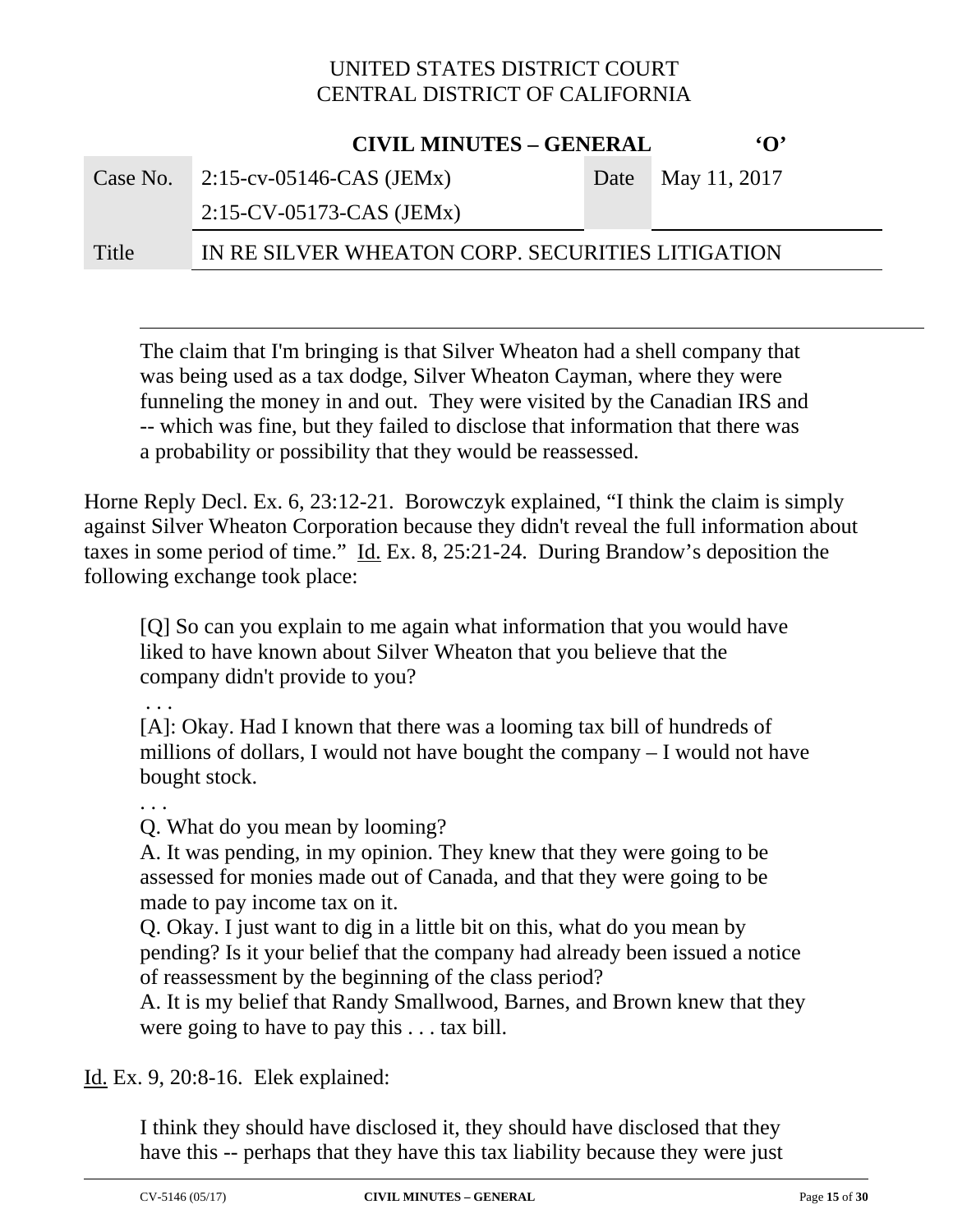> The claim that I'm bringing is that Silver Wheaton had a shell company that was being used as a tax dodge, Silver Wheaton Cayman, where they were funneling the money in and out. They were visited by the Canadian IRS and -- which was fine, but they failed to disclose that information that there was a probability or possibility that they would be reassessed.

Horne Reply Decl. Ex. 6, 23:12-21. Borowczyk explained, "I think the claim is simply against Silver Wheaton Corporation because they didn't reveal the full information about taxes in some period of time." Id. Ex. 8, 25:21-24. During Brandow's deposition the following exchange took place:

> [Q] So can you explain to me again what information that you would have liked to have known about Silver Wheaton that you believe that the company didn't provide to you?
>
> . . .
>
> [A]: Okay. Had I known that there was a looming tax bill of hundreds of millions of dollars, I would not have bought the company – I would not have bought stock.
>
> . . .
>
> Q. What do you mean by looming?
>
> A. It was pending, in my opinion. They knew that they were going to be assessed for monies made out of Canada, and that they were going to be made to pay income tax on it.
>
> Q. Okay. I just want to dig in a little bit on this, what do you mean by pending? Is it your belief that the company had already been issued a notice of reassessment by the beginning of the class period?
>
> A. It is my belief that Randy Smallwood, Barnes, and Brown knew that they were going to have to pay this . . . tax bill.

Id. Ex. 9, 20:8-16. Elek explained:

> I think they should have disclosed it, they should have disclosed that they have this -- perhaps that they have this tax liability because they were just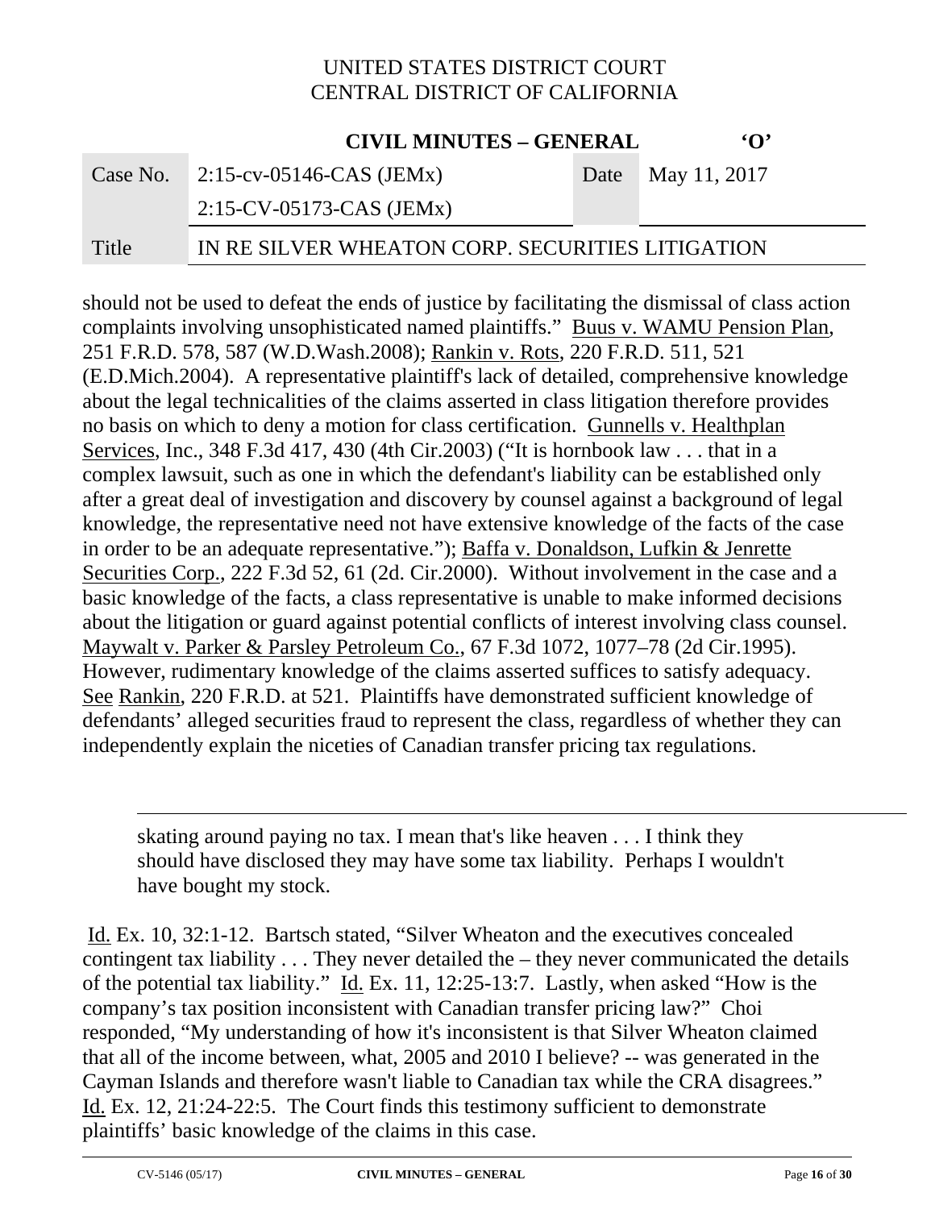should not be used to defeat the ends of justice by facilitating the dismissal of class action complaints involving unsophisticated named plaintiffs." Buus v. WAMU Pension Plan, 251 F.R.D. 578, 587 (W.D.Wash.2008); Rankin v. Rots, 220 F.R.D. 511, 521 (E.D.Mich.2004). A representative plaintiff's lack of detailed, comprehensive knowledge about the legal technicalities of the claims asserted in class litigation therefore provides no basis on which to deny a motion for class certification. Gunnells v. Healthplan Services, Inc., 348 F.3d 417, 430 (4th Cir.2003) ("It is hornbook law . . . that in a complex lawsuit, such as one in which the defendant's liability can be established only after a great deal of investigation and discovery by counsel against a background of legal knowledge, the representative need not have extensive knowledge of the facts of the case in order to be an adequate representative."); Baffa v. Donaldson, Lufkin & Jenrette Securities Corp., 222 F.3d 52, 61 (2d. Cir.2000). Without involvement in the case and a basic knowledge of the facts, a class representative is unable to make informed decisions about the litigation or guard against potential conflicts of interest involving class counsel. Maywalt v. Parker & Parsley Petroleum Co., 67 F.3d 1072, 1077–78 (2d Cir.1995). However, rudimentary knowledge of the claims asserted suffices to satisfy adequacy. See Rankin, 220 F.R.D. at 521. Plaintiffs have demonstrated sufficient knowledge of defendants' alleged securities fraud to represent the class, regardless of whether they can independently explain the niceties of Canadian transfer pricing tax regulations.

---

> skating around paying no tax. I mean that's like heaven . . . I think they should have disclosed they may have some tax liability. Perhaps I wouldn't have bought my stock.

Id. Ex. 10, 32:1-12. Bartsch stated, "Silver Wheaton and the executives concealed contingent tax liability . . . They never detailed the – they never communicated the details of the potential tax liability." Id. Ex. 11, 12:25-13:7. Lastly, when asked "How is the company's tax position inconsistent with Canadian transfer pricing law?" Choi responded, "My understanding of how it's inconsistent is that Silver Wheaton claimed that all of the income between, what, 2005 and 2010 I believe? -- was generated in the Cayman Islands and therefore wasn't liable to Canadian tax while the CRA disagrees." Id. Ex. 12, 21:24-22:5. The Court finds this testimony sufficient to demonstrate plaintiffs' basic knowledge of the claims in this case.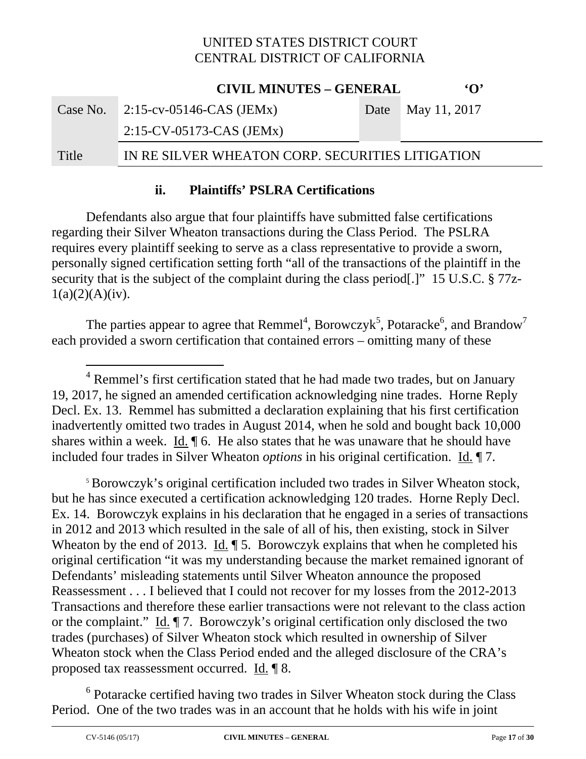### ii. Plaintiffs' PSLRA Certifications

Defendants also argue that four plaintiffs have submitted false certifications regarding their Silver Wheaton transactions during the Class Period. The PSLRA requires every plaintiff seeking to serve as a class representative to provide a sworn, personally signed certification setting forth "all of the transactions of the plaintiff in the security that is the subject of the complaint during the class period[.]" 15 U.S.C. § 77z-1(a)(2)(A)(iv).

The parties appear to agree that Remmel[4], Borowczyk[5], Potaracke[6], and Brandow[7] each provided a sworn certification that contained errors – omitting many of these

---

[4] Remmel's first certification stated that he had made two trades, but on January 19, 2017, he signed an amended certification acknowledging nine trades. Horne Reply Decl. Ex. 13. Remmel has submitted a declaration explaining that his first certification inadvertently omitted two trades in August 2014, when he sold and bought back 10,000 shares within a week. Id. ¶ 6. He also states that he was unaware that he should have included four trades in Silver Wheaton *options* in his original certification. Id. ¶ 7.

[5] Borowczyk's original certification included two trades in Silver Wheaton stock, but he has since executed a certification acknowledging 120 trades. Horne Reply Decl. Ex. 14. Borowczyk explains in his declaration that he engaged in a series of transactions in 2012 and 2013 which resulted in the sale of all of his, then existing, stock in Silver Wheaton by the end of 2013. Id. ¶ 5. Borowczyk explains that when he completed his original certification "it was my understanding because the market remained ignorant of Defendants' misleading statements until Silver Wheaton announce the proposed Reassessment . . . I believed that I could not recover for my losses from the 2012-2013 Transactions and therefore these earlier transactions were not relevant to the class action or the complaint." Id. ¶ 7. Borowczyk's original certification only disclosed the two trades (purchases) of Silver Wheaton stock which resulted in ownership of Silver Wheaton stock when the Class Period ended and the alleged disclosure of the CRA's proposed tax reassessment occurred. Id. ¶ 8.

[6] Potaracke certified having two trades in Silver Wheaton stock during the Class Period. One of the two trades was in an account that he holds with his wife in joint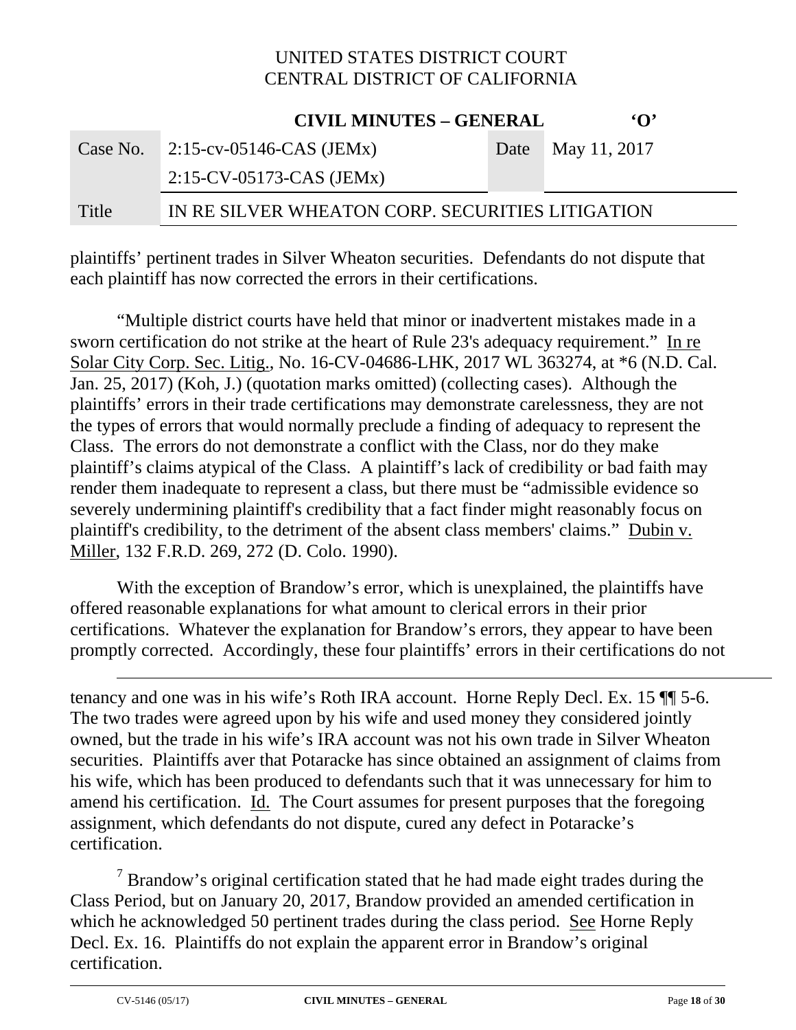plaintiffs' pertinent trades in Silver Wheaton securities. Defendants do not dispute that each plaintiff has now corrected the errors in their certifications.

"Multiple district courts have held that minor or inadvertent mistakes made in a sworn certification do not strike at the heart of Rule 23's adequacy requirement." In re Solar City Corp. Sec. Litig., No. 16-CV-04686-LHK, 2017 WL 363274, at *6 (N.D. Cal. Jan. 25, 2017) (Koh, J.) (quotation marks omitted) (collecting cases). Although the plaintiffs' errors in their trade certifications may demonstrate carelessness, they are not the types of errors that would normally preclude a finding of adequacy to represent the Class. The errors do not demonstrate a conflict with the Class, nor do they make plaintiff's claims atypical of the Class. A plaintiff's lack of credibility or bad faith may render them inadequate to represent a class, but there must be "admissible evidence so severely undermining plaintiff's credibility that a fact finder might reasonably focus on plaintiff's credibility, to the detriment of the absent class members' claims." Dubin v. Miller, 132 F.R.D. 269, 272 (D. Colo. 1990).

With the exception of Brandow's error, which is unexplained, the plaintiffs have offered reasonable explanations for what amount to clerical errors in their prior certifications. Whatever the explanation for Brandow's errors, they appear to have been promptly corrected. Accordingly, these four plaintiffs' errors in their certifications do not

---

tenancy and one was in his wife's Roth IRA account. Horne Reply Decl. Ex. 15 ¶¶ 5-6. The two trades were agreed upon by his wife and used money they considered jointly owned, but the trade in his wife's IRA account was not his own trade in Silver Wheaton securities. Plaintiffs aver that Potaracke has since obtained an assignment of claims from his wife, which has been produced to defendants such that it was unnecessary for him to amend his certification. Id. The Court assumes for present purposes that the foregoing assignment, which defendants do not dispute, cured any defect in Potaracke's certification.

[7] Brandow's original certification stated that he had made eight trades during the Class Period, but on January 20, 2017, Brandow provided an amended certification in which he acknowledged 50 pertinent trades during the class period. See Horne Reply Decl. Ex. 16. Plaintiffs do not explain the apparent error in Brandow's original certification.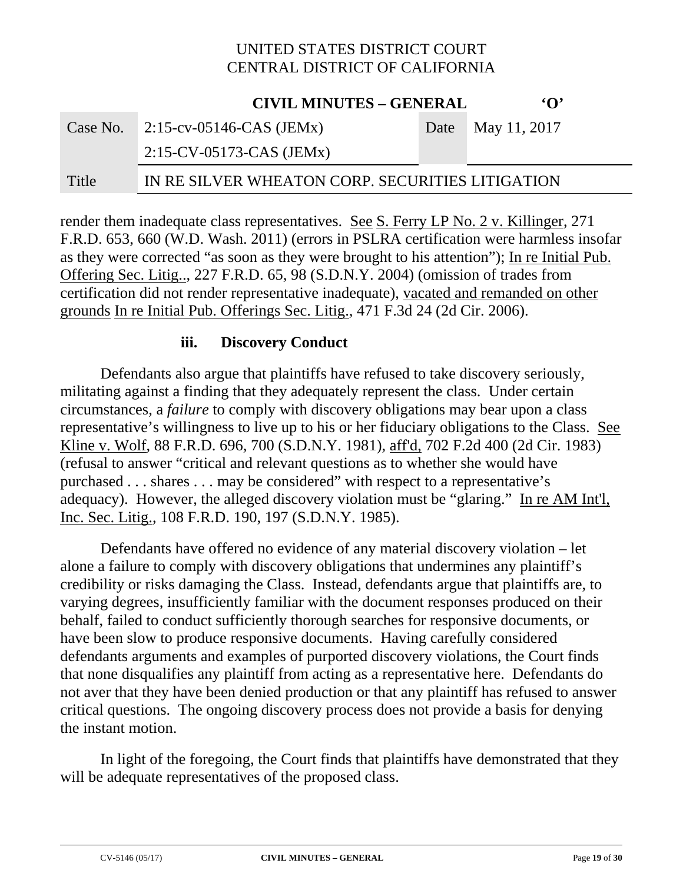render them inadequate class representatives. See S. Ferry LP No. 2 v. Killinger, 271 F.R.D. 653, 660 (W.D. Wash. 2011) (errors in PSLRA certification were harmless insofar as they were corrected "as soon as they were brought to his attention"); In re Initial Pub. Offering Sec. Litig.., 227 F.R.D. 65, 98 (S.D.N.Y. 2004) (omission of trades from certification did not render representative inadequate), vacated and remanded on other grounds In re Initial Pub. Offerings Sec. Litig., 471 F.3d 24 (2d Cir. 2006).

### iii. Discovery Conduct

Defendants also argue that plaintiffs have refused to take discovery seriously, militating against a finding that they adequately represent the class. Under certain circumstances, a *failure* to comply with discovery obligations may bear upon a class representative's willingness to live up to his or her fiduciary obligations to the Class. See Kline v. Wolf, 88 F.R.D. 696, 700 (S.D.N.Y. 1981), aff'd, 702 F.2d 400 (2d Cir. 1983) (refusal to answer "critical and relevant questions as to whether she would have purchased . . . shares . . . may be considered" with respect to a representative's adequacy). However, the alleged discovery violation must be "glaring." In re AM Int'l, Inc. Sec. Litig., 108 F.R.D. 190, 197 (S.D.N.Y. 1985).

Defendants have offered no evidence of any material discovery violation – let alone a failure to comply with discovery obligations that undermines any plaintiff's credibility or risks damaging the Class. Instead, defendants argue that plaintiffs are, to varying degrees, insufficiently familiar with the document responses produced on their behalf, failed to conduct sufficiently thorough searches for responsive documents, or have been slow to produce responsive documents. Having carefully considered defendants arguments and examples of purported discovery violations, the Court finds that none disqualifies any plaintiff from acting as a representative here. Defendants do not aver that they have been denied production or that any plaintiff has refused to answer critical questions. The ongoing discovery process does not provide a basis for denying the instant motion.

In light of the foregoing, the Court finds that plaintiffs have demonstrated that they will be adequate representatives of the proposed class.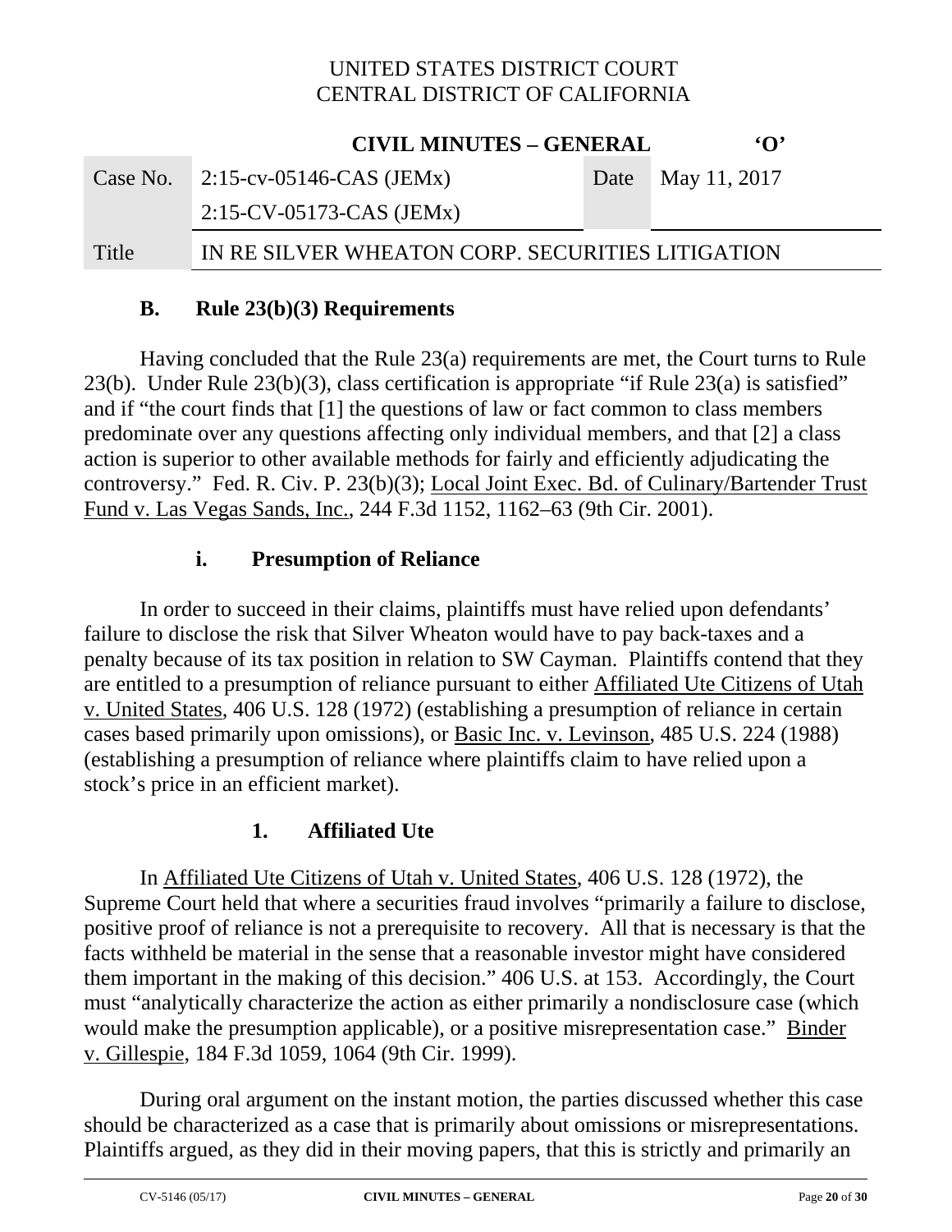### B. Rule 23(b)(3) Requirements

Having concluded that the Rule 23(a) requirements are met, the Court turns to Rule 23(b). Under Rule 23(b)(3), class certification is appropriate "if Rule 23(a) is satisfied" and if "the court finds that [1] the questions of law or fact common to class members predominate over any questions affecting only individual members, and that [2] a class action is superior to other available methods for fairly and efficiently adjudicating the controversy." Fed. R. Civ. P. 23(b)(3); Local Joint Exec. Bd. of Culinary/Bartender Trust Fund v. Las Vegas Sands, Inc., 244 F.3d 1152, 1162–63 (9th Cir. 2001).

#### i. Presumption of Reliance

In order to succeed in their claims, plaintiffs must have relied upon defendants' failure to disclose the risk that Silver Wheaton would have to pay back-taxes and a penalty because of its tax position in relation to SW Cayman. Plaintiffs contend that they are entitled to a presumption of reliance pursuant to either Affiliated Ute Citizens of Utah v. United States, 406 U.S. 128 (1972) (establishing a presumption of reliance in certain cases based primarily upon omissions), or Basic Inc. v. Levinson, 485 U.S. 224 (1988) (establishing a presumption of reliance where plaintiffs claim to have relied upon a stock's price in an efficient market).

#### 1. Affiliated Ute

In Affiliated Ute Citizens of Utah v. United States, 406 U.S. 128 (1972), the Supreme Court held that where a securities fraud involves "primarily a failure to disclose, positive proof of reliance is not a prerequisite to recovery. All that is necessary is that the facts withheld be material in the sense that a reasonable investor might have considered them important in the making of this decision." 406 U.S. at 153. Accordingly, the Court must "analytically characterize the action as either primarily a nondisclosure case (which would make the presumption applicable), or a positive misrepresentation case." Binder v. Gillespie, 184 F.3d 1059, 1064 (9th Cir. 1999).

During oral argument on the instant motion, the parties discussed whether this case should be characterized as a case that is primarily about omissions or misrepresentations. Plaintiffs argued, as they did in their moving papers, that this is strictly and primarily an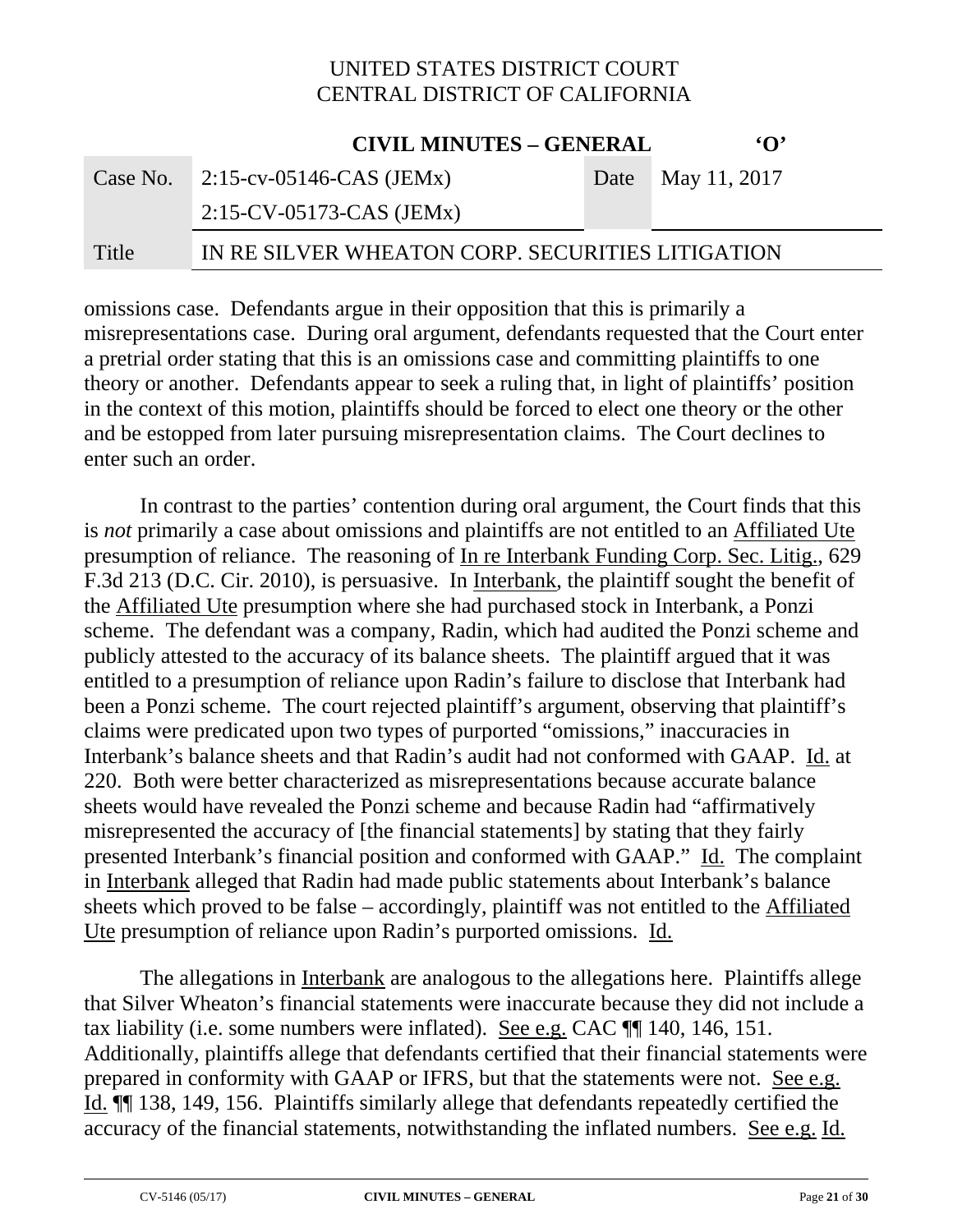omissions case. Defendants argue in their opposition that this is primarily a misrepresentations case. During oral argument, defendants requested that the Court enter a pretrial order stating that this is an omissions case and committing plaintiffs to one theory or another. Defendants appear to seek a ruling that, in light of plaintiffs' position in the context of this motion, plaintiffs should be forced to elect one theory or the other and be estopped from later pursuing misrepresentation claims. The Court declines to enter such an order.

In contrast to the parties' contention during oral argument, the Court finds that this is *not* primarily a case about omissions and plaintiffs are not entitled to an Affiliated Ute presumption of reliance. The reasoning of In re Interbank Funding Corp. Sec. Litig., 629 F.3d 213 (D.C. Cir. 2010), is persuasive. In Interbank, the plaintiff sought the benefit of the Affiliated Ute presumption where she had purchased stock in Interbank, a Ponzi scheme. The defendant was a company, Radin, which had audited the Ponzi scheme and publicly attested to the accuracy of its balance sheets. The plaintiff argued that it was entitled to a presumption of reliance upon Radin's failure to disclose that Interbank had been a Ponzi scheme. The court rejected plaintiff's argument, observing that plaintiff's claims were predicated upon two types of purported "omissions," inaccuracies in Interbank's balance sheets and that Radin's audit had not conformed with GAAP. Id. at 220. Both were better characterized as misrepresentations because accurate balance sheets would have revealed the Ponzi scheme and because Radin had "affirmatively misrepresented the accuracy of [the financial statements] by stating that they fairly presented Interbank's financial position and conformed with GAAP." Id. The complaint in Interbank alleged that Radin had made public statements about Interbank's balance sheets which proved to be false – accordingly, plaintiff was not entitled to the Affiliated Ute presumption of reliance upon Radin's purported omissions. Id.

The allegations in Interbank are analogous to the allegations here. Plaintiffs allege that Silver Wheaton's financial statements were inaccurate because they did not include a tax liability (i.e. some numbers were inflated). See e.g. CAC ¶¶ 140, 146, 151. Additionally, plaintiffs allege that defendants certified that their financial statements were prepared in conformity with GAAP or IFRS, but that the statements were not. See e.g. Id. ¶¶ 138, 149, 156. Plaintiffs similarly allege that defendants repeatedly certified the accuracy of the financial statements, notwithstanding the inflated numbers. See e.g. Id.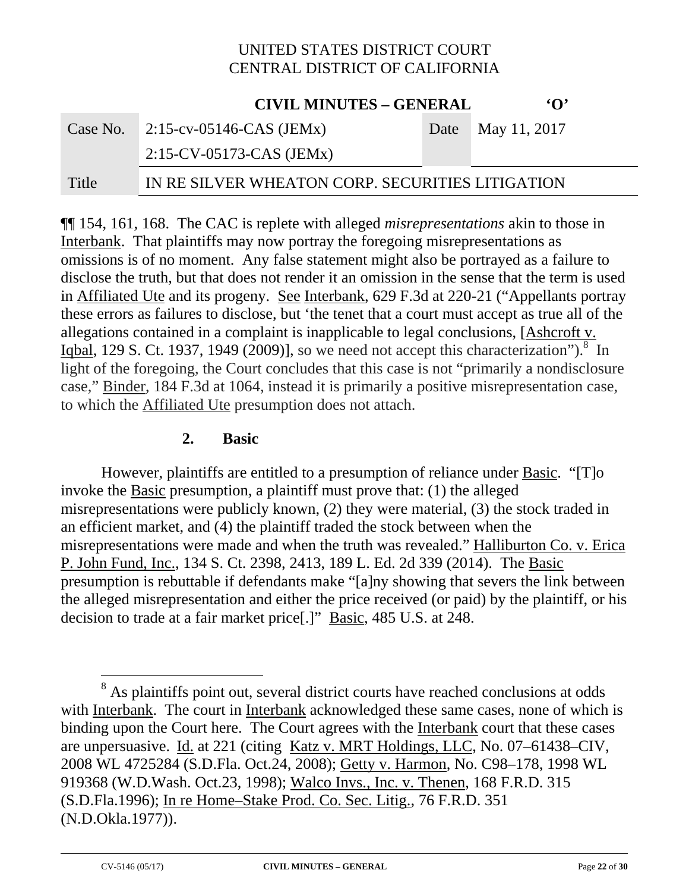¶¶ 154, 161, 168. The CAC is replete with alleged *misrepresentations* akin to those in Interbank. That plaintiffs may now portray the foregoing misrepresentations as omissions is of no moment. Any false statement might also be portrayed as a failure to disclose the truth, but that does not render it an omission in the sense that the term is used in Affiliated Ute and its progeny. See Interbank, 629 F.3d at 220-21 ("Appellants portray these errors as failures to disclose, but 'the tenet that a court must accept as true all of the allegations contained in a complaint is inapplicable to legal conclusions, [Ashcroft v. Iqbal, 129 S. Ct. 1937, 1949 (2009)], so we need not accept this characterization").[8] In light of the foregoing, the Court concludes that this case is not "primarily a nondisclosure case," Binder, 184 F.3d at 1064, instead it is primarily a positive misrepresentation case, to which the Affiliated Ute presumption does not attach.

### 2. Basic

However, plaintiffs are entitled to a presumption of reliance under Basic. "[T]o invoke the Basic presumption, a plaintiff must prove that: (1) the alleged misrepresentations were publicly known, (2) they were material, (3) the stock traded in an efficient market, and (4) the plaintiff traded the stock between when the misrepresentations were made and when the truth was revealed." Halliburton Co. v. Erica P. John Fund, Inc., 134 S. Ct. 2398, 2413, 189 L. Ed. 2d 339 (2014). The Basic presumption is rebuttable if defendants make "[a]ny showing that severs the link between the alleged misrepresentation and either the price received (or paid) by the plaintiff, or his decision to trade at a fair market price[.]" Basic, 485 U.S. at 248.

---

[8] As plaintiffs point out, several district courts have reached conclusions at odds with Interbank. The court in Interbank acknowledged these same cases, none of which is binding upon the Court here. The Court agrees with the Interbank court that these cases are unpersuasive. Id. at 221 (citing Katz v. MRT Holdings, LLC, No. 07–61438–CIV, 2008 WL 4725284 (S.D.Fla. Oct.24, 2008); Getty v. Harmon, No. C98–178, 1998 WL 919368 (W.D.Wash. Oct.23, 1998); Walco Invs., Inc. v. Thenen, 168 F.R.D. 315 (S.D.Fla.1996); In re Home–Stake Prod. Co. Sec. Litig., 76 F.R.D. 351 (N.D.Okla.1977)).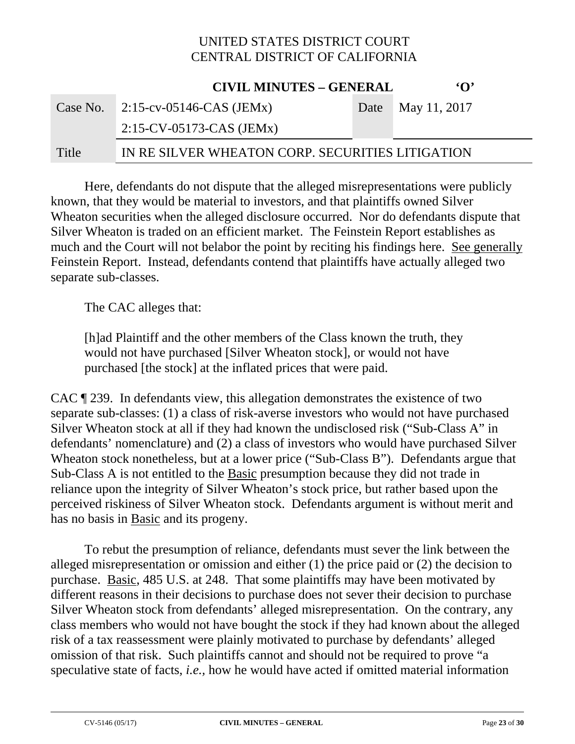Here, defendants do not dispute that the alleged misrepresentations were publicly known, that they would be material to investors, and that plaintiffs owned Silver Wheaton securities when the alleged disclosure occurred. Nor do defendants dispute that Silver Wheaton is traded on an efficient market. The Feinstein Report establishes as much and the Court will not belabor the point by reciting his findings here. See generally Feinstein Report. Instead, defendants contend that plaintiffs have actually alleged two separate sub-classes.

The CAC alleges that:

> [h]ad Plaintiff and the other members of the Class known the truth, they would not have purchased [Silver Wheaton stock], or would not have purchased [the stock] at the inflated prices that were paid.

CAC ¶ 239. In defendants view, this allegation demonstrates the existence of two separate sub-classes: (1) a class of risk-averse investors who would not have purchased Silver Wheaton stock at all if they had known the undisclosed risk ("Sub-Class A" in defendants' nomenclature) and (2) a class of investors who would have purchased Silver Wheaton stock nonetheless, but at a lower price ("Sub-Class B"). Defendants argue that Sub-Class A is not entitled to the Basic presumption because they did not trade in reliance upon the integrity of Silver Wheaton's stock price, but rather based upon the perceived riskiness of Silver Wheaton stock. Defendants argument is without merit and has no basis in Basic and its progeny.

To rebut the presumption of reliance, defendants must sever the link between the alleged misrepresentation or omission and either (1) the price paid or (2) the decision to purchase. Basic, 485 U.S. at 248. That some plaintiffs may have been motivated by different reasons in their decisions to purchase does not sever their decision to purchase Silver Wheaton stock from defendants' alleged misrepresentation. On the contrary, any class members who would not have bought the stock if they had known about the alleged risk of a tax reassessment were plainly motivated to purchase by defendants' alleged omission of that risk. Such plaintiffs cannot and should not be required to prove "a speculative state of facts, *i.e.,* how he would have acted if omitted material information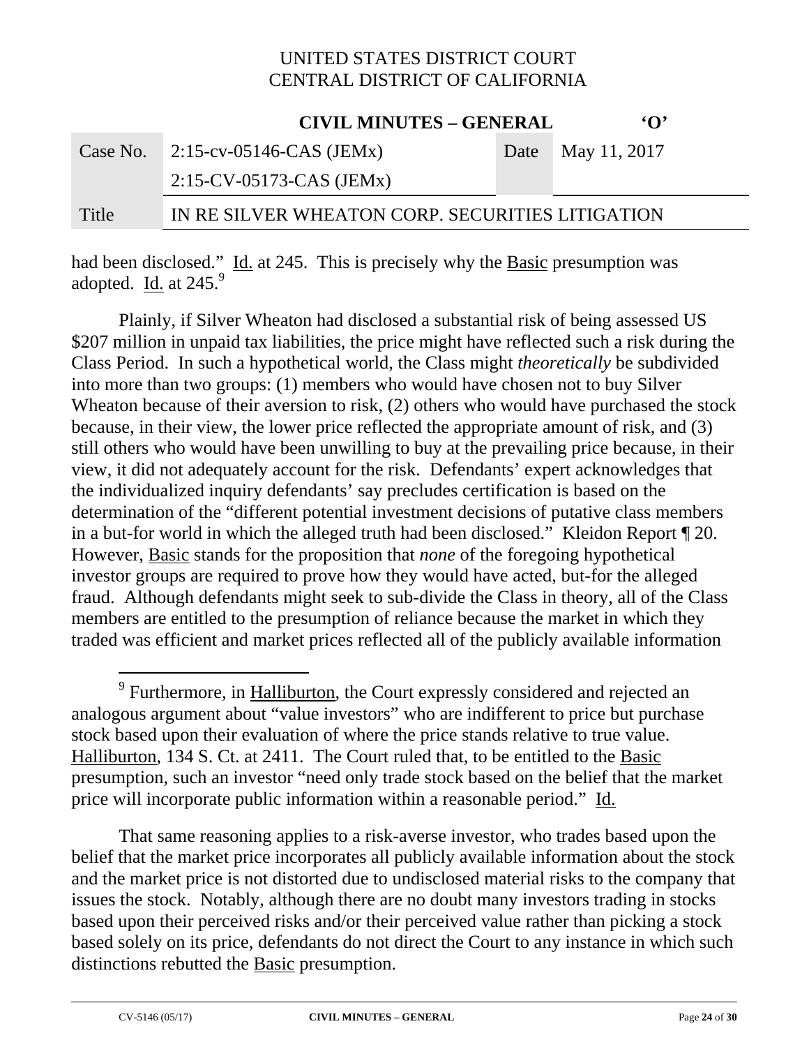had been disclosed." Id. at 245. This is precisely why the Basic presumption was adopted. Id. at 245.[9]

Plainly, if Silver Wheaton had disclosed a substantial risk of being assessed US $207 million in unpaid tax liabilities, the price might have reflected such a risk during the Class Period. In such a hypothetical world, the Class might *theoretically* be subdivided into more than two groups: (1) members who would have chosen not to buy Silver Wheaton because of their aversion to risk, (2) others who would have purchased the stock because, in their view, the lower price reflected the appropriate amount of risk, and (3) still others who would have been unwilling to buy at the prevailing price because, in their view, it did not adequately account for the risk. Defendants' expert acknowledges that the individualized inquiry defendants' say precludes certification is based on the determination of the "different potential investment decisions of putative class members in a but-for world in which the alleged truth had been disclosed." Kleidon Report ¶ 20. However, Basic stands for the proposition that *none* of the foregoing hypothetical investor groups are required to prove how they would have acted, but-for the alleged fraud. Although defendants might seek to sub-divide the Class in theory, all of the Class members are entitled to the presumption of reliance because the market in which they traded was efficient and market prices reflected all of the publicly available information

[9] Furthermore, in Halliburton, the Court expressly considered and rejected an analogous argument about "value investors" who are indifferent to price but purchase stock based upon their evaluation of where the price stands relative to true value. Halliburton, 134 S. Ct. at 2411. The Court ruled that, to be entitled to the Basic presumption, such an investor "need only trade stock based on the belief that the market price will incorporate public information within a reasonable period." Id.

That same reasoning applies to a risk-averse investor, who trades based upon the belief that the market price incorporates all publicly available information about the stock and the market price is not distorted due to undisclosed material risks to the company that issues the stock. Notably, although there are no doubt many investors trading in stocks based upon their perceived risks and/or their perceived value rather than picking a stock based solely on its price, defendants do not direct the Court to any instance in which such distinctions rebutted the Basic presumption.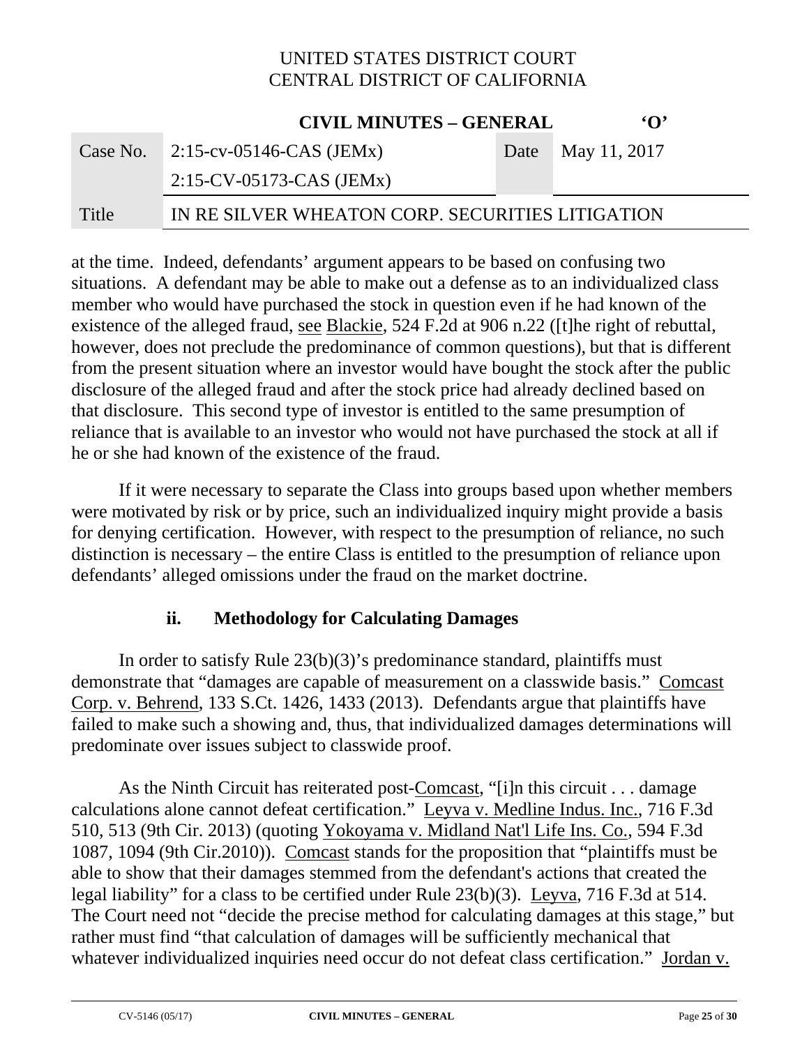at the time. Indeed, defendants' argument appears to be based on confusing two situations. A defendant may be able to make out a defense as to an individualized class member who would have purchased the stock in question even if he had known of the existence of the alleged fraud, see Blackie, 524 F.2d at 906 n.22 ([t]he right of rebuttal, however, does not preclude the predominance of common questions), but that is different from the present situation where an investor would have bought the stock after the public disclosure of the alleged fraud and after the stock price had already declined based on that disclosure. This second type of investor is entitled to the same presumption of reliance that is available to an investor who would not have purchased the stock at all if he or she had known of the existence of the fraud.

If it were necessary to separate the Class into groups based upon whether members were motivated by risk or by price, such an individualized inquiry might provide a basis for denying certification. However, with respect to the presumption of reliance, no such distinction is necessary – the entire Class is entitled to the presumption of reliance upon defendants' alleged omissions under the fraud on the market doctrine.

### ii. Methodology for Calculating Damages

In order to satisfy Rule 23(b)(3)'s predominance standard, plaintiffs must demonstrate that "damages are capable of measurement on a classwide basis." Comcast Corp. v. Behrend, 133 S.Ct. 1426, 1433 (2013). Defendants argue that plaintiffs have failed to make such a showing and, thus, that individualized damages determinations will predominate over issues subject to classwide proof.

As the Ninth Circuit has reiterated post-Comcast, "[i]n this circuit . . . damage calculations alone cannot defeat certification." Leyva v. Medline Indus. Inc., 716 F.3d 510, 513 (9th Cir. 2013) (quoting Yokoyama v. Midland Nat'l Life Ins. Co., 594 F.3d 1087, 1094 (9th Cir.2010)). Comcast stands for the proposition that "plaintiffs must be able to show that their damages stemmed from the defendant's actions that created the legal liability" for a class to be certified under Rule 23(b)(3). Leyva, 716 F.3d at 514. The Court need not "decide the precise method for calculating damages at this stage," but rather must find "that calculation of damages will be sufficiently mechanical that whatever individualized inquiries need occur do not defeat class certification." Jordan v.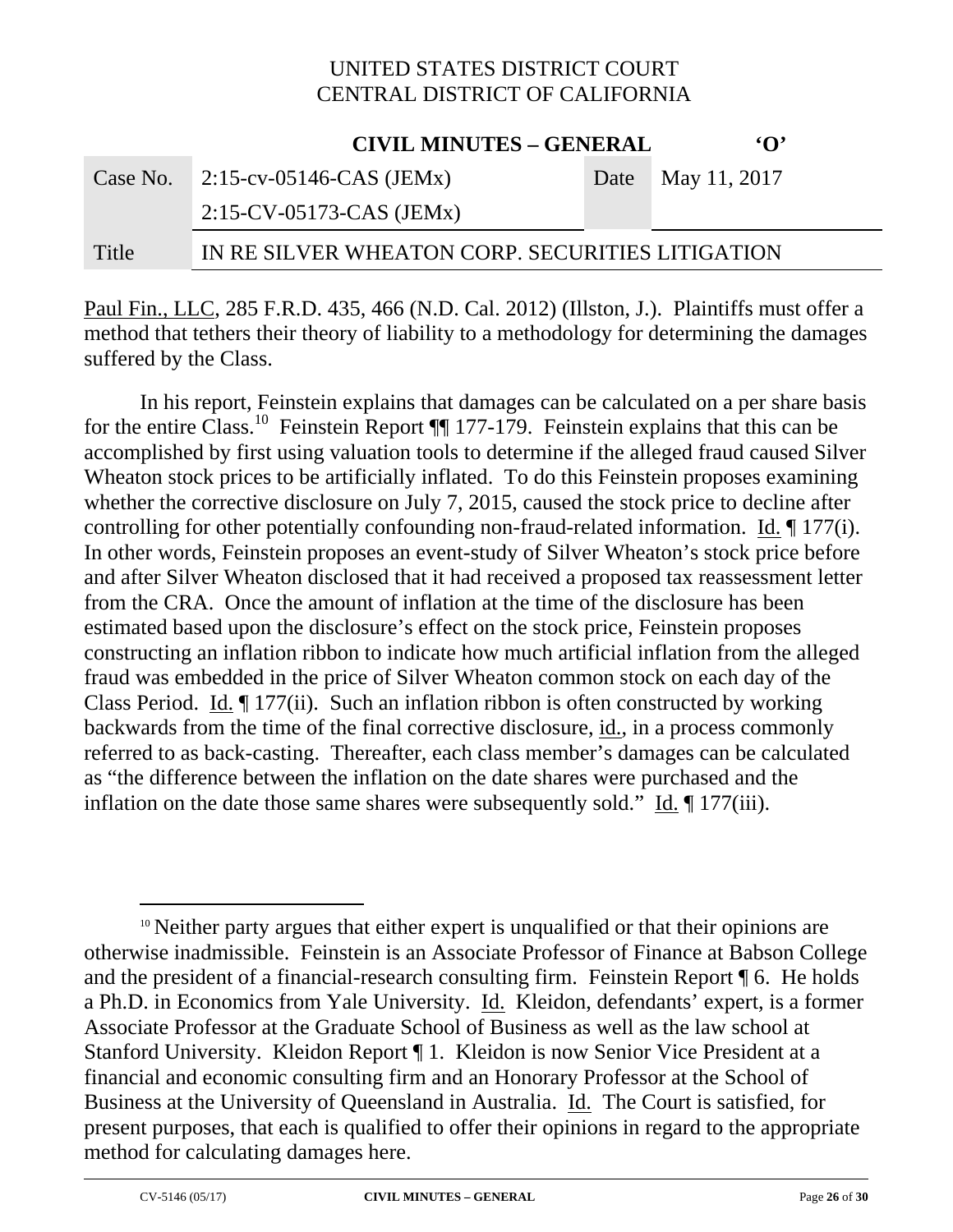Paul Fin., LLC, 285 F.R.D. 435, 466 (N.D. Cal. 2012) (Illston, J.). Plaintiffs must offer a method that tethers their theory of liability to a methodology for determining the damages suffered by the Class.

In his report, Feinstein explains that damages can be calculated on a per share basis for the entire Class.[10] Feinstein Report ¶¶ 177-179. Feinstein explains that this can be accomplished by first using valuation tools to determine if the alleged fraud caused Silver Wheaton stock prices to be artificially inflated. To do this Feinstein proposes examining whether the corrective disclosure on July 7, 2015, caused the stock price to decline after controlling for other potentially confounding non-fraud-related information. Id. ¶ 177(i). In other words, Feinstein proposes an event-study of Silver Wheaton's stock price before and after Silver Wheaton disclosed that it had received a proposed tax reassessment letter from the CRA. Once the amount of inflation at the time of the disclosure has been estimated based upon the disclosure's effect on the stock price, Feinstein proposes constructing an inflation ribbon to indicate how much artificial inflation from the alleged fraud was embedded in the price of Silver Wheaton common stock on each day of the Class Period. Id. ¶ 177(ii). Such an inflation ribbon is often constructed by working backwards from the time of the final corrective disclosure, id., in a process commonly referred to as back-casting. Thereafter, each class member's damages can be calculated as "the difference between the inflation on the date shares were purchased and the inflation on the date those same shares were subsequently sold." Id. ¶ 177(iii).

[10] Neither party argues that either expert is unqualified or that their opinions are otherwise inadmissible. Feinstein is an Associate Professor of Finance at Babson College and the president of a financial-research consulting firm. Feinstein Report ¶ 6. He holds a Ph.D. in Economics from Yale University. Id. Kleidon, defendants' expert, is a former Associate Professor at the Graduate School of Business as well as the law school at Stanford University. Kleidon Report ¶ 1. Kleidon is now Senior Vice President at a financial and economic consulting firm and an Honorary Professor at the School of Business at the University of Queensland in Australia. Id. The Court is satisfied, for present purposes, that each is qualified to offer their opinions in regard to the appropriate method for calculating damages here.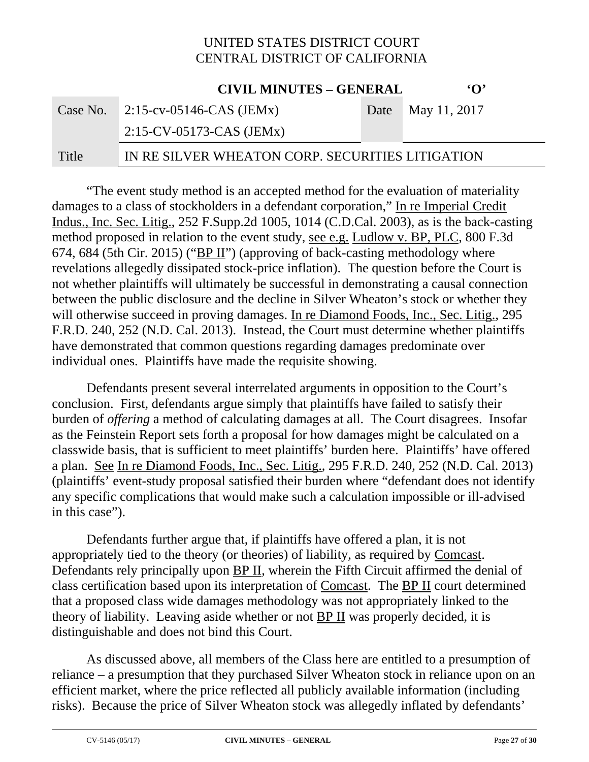"The event study method is an accepted method for the evaluation of materiality damages to a class of stockholders in a defendant corporation," In re Imperial Credit Indus., Inc. Sec. Litig., 252 F.Supp.2d 1005, 1014 (C.D.Cal. 2003), as is the back-casting method proposed in relation to the event study, see e.g. Ludlow v. BP, PLC, 800 F.3d 674, 684 (5th Cir. 2015) ("BP II") (approving of back-casting methodology where revelations allegedly dissipated stock-price inflation). The question before the Court is not whether plaintiffs will ultimately be successful in demonstrating a causal connection between the public disclosure and the decline in Silver Wheaton's stock or whether they will otherwise succeed in proving damages. In re Diamond Foods, Inc., Sec. Litig., 295 F.R.D. 240, 252 (N.D. Cal. 2013). Instead, the Court must determine whether plaintiffs have demonstrated that common questions regarding damages predominate over individual ones. Plaintiffs have made the requisite showing.

Defendants present several interrelated arguments in opposition to the Court's conclusion. First, defendants argue simply that plaintiffs have failed to satisfy their burden of *offering* a method of calculating damages at all. The Court disagrees. Insofar as the Feinstein Report sets forth a proposal for how damages might be calculated on a classwide basis, that is sufficient to meet plaintiffs' burden here. Plaintiffs' have offered a plan. See In re Diamond Foods, Inc., Sec. Litig., 295 F.R.D. 240, 252 (N.D. Cal. 2013) (plaintiffs' event-study proposal satisfied their burden where "defendant does not identify any specific complications that would make such a calculation impossible or ill-advised in this case").

Defendants further argue that, if plaintiffs have offered a plan, it is not appropriately tied to the theory (or theories) of liability, as required by Comcast. Defendants rely principally upon BP II, wherein the Fifth Circuit affirmed the denial of class certification based upon its interpretation of Comcast. The BP II court determined that a proposed class wide damages methodology was not appropriately linked to the theory of liability. Leaving aside whether or not BP II was properly decided, it is distinguishable and does not bind this Court.

As discussed above, all members of the Class here are entitled to a presumption of reliance – a presumption that they purchased Silver Wheaton stock in reliance upon on an efficient market, where the price reflected all publicly available information (including risks). Because the price of Silver Wheaton stock was allegedly inflated by defendants'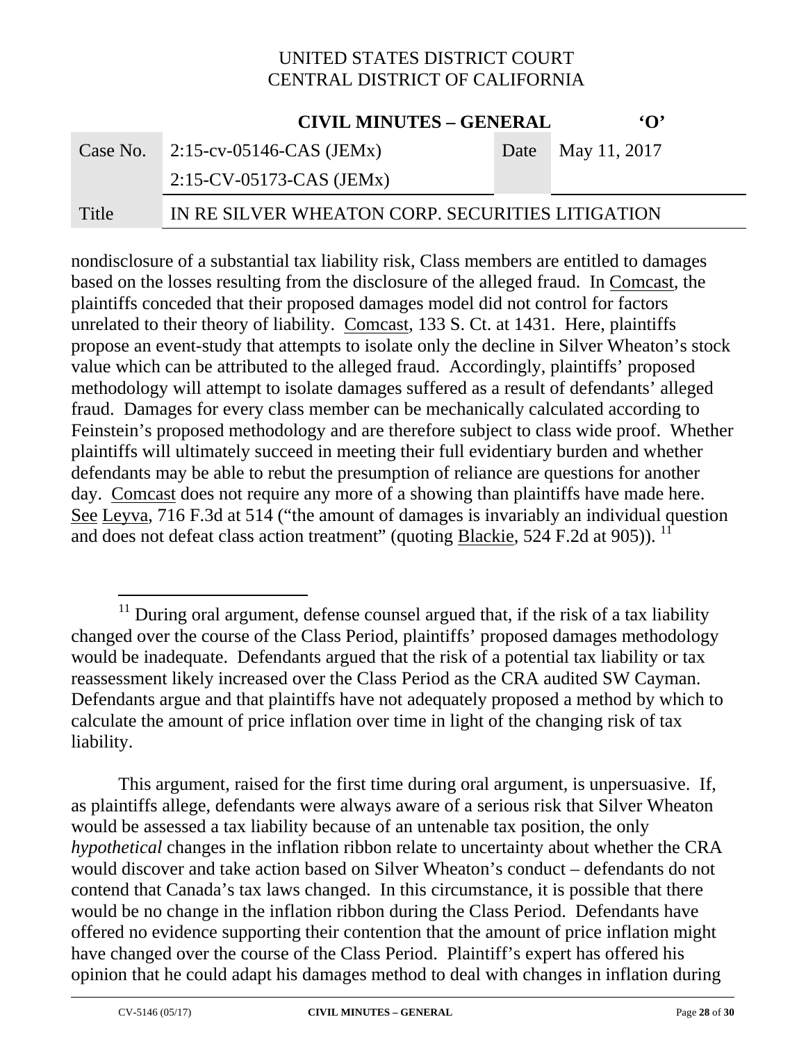nondisclosure of a substantial tax liability risk, Class members are entitled to damages based on the losses resulting from the disclosure of the alleged fraud. In Comcast, the plaintiffs conceded that their proposed damages model did not control for factors unrelated to their theory of liability. Comcast, 133 S. Ct. at 1431. Here, plaintiffs propose an event-study that attempts to isolate only the decline in Silver Wheaton's stock value which can be attributed to the alleged fraud. Accordingly, plaintiffs' proposed methodology will attempt to isolate damages suffered as a result of defendants' alleged fraud. Damages for every class member can be mechanically calculated according to Feinstein's proposed methodology and are therefore subject to class wide proof. Whether plaintiffs will ultimately succeed in meeting their full evidentiary burden and whether defendants may be able to rebut the presumption of reliance are questions for another day. Comcast does not require any more of a showing than plaintiffs have made here. See Leyva, 716 F.3d at 514 ("the amount of damages is invariably an individual question and does not defeat class action treatment" (quoting Blackie, 524 F.2d at 905)). [11]

---

[11] During oral argument, defense counsel argued that, if the risk of a tax liability changed over the course of the Class Period, plaintiffs' proposed damages methodology would be inadequate. Defendants argued that the risk of a potential tax liability or tax reassessment likely increased over the Class Period as the CRA audited SW Cayman. Defendants argue and that plaintiffs have not adequately proposed a method by which to calculate the amount of price inflation over time in light of the changing risk of tax liability.

This argument, raised for the first time during oral argument, is unpersuasive. If, as plaintiffs allege, defendants were always aware of a serious risk that Silver Wheaton would be assessed a tax liability because of an untenable tax position, the only *hypothetical* changes in the inflation ribbon relate to uncertainty about whether the CRA would discover and take action based on Silver Wheaton's conduct – defendants do not contend that Canada's tax laws changed. In this circumstance, it is possible that there would be no change in the inflation ribbon during the Class Period. Defendants have offered no evidence supporting their contention that the amount of price inflation might have changed over the course of the Class Period. Plaintiff's expert has offered his opinion that he could adapt his damages method to deal with changes in inflation during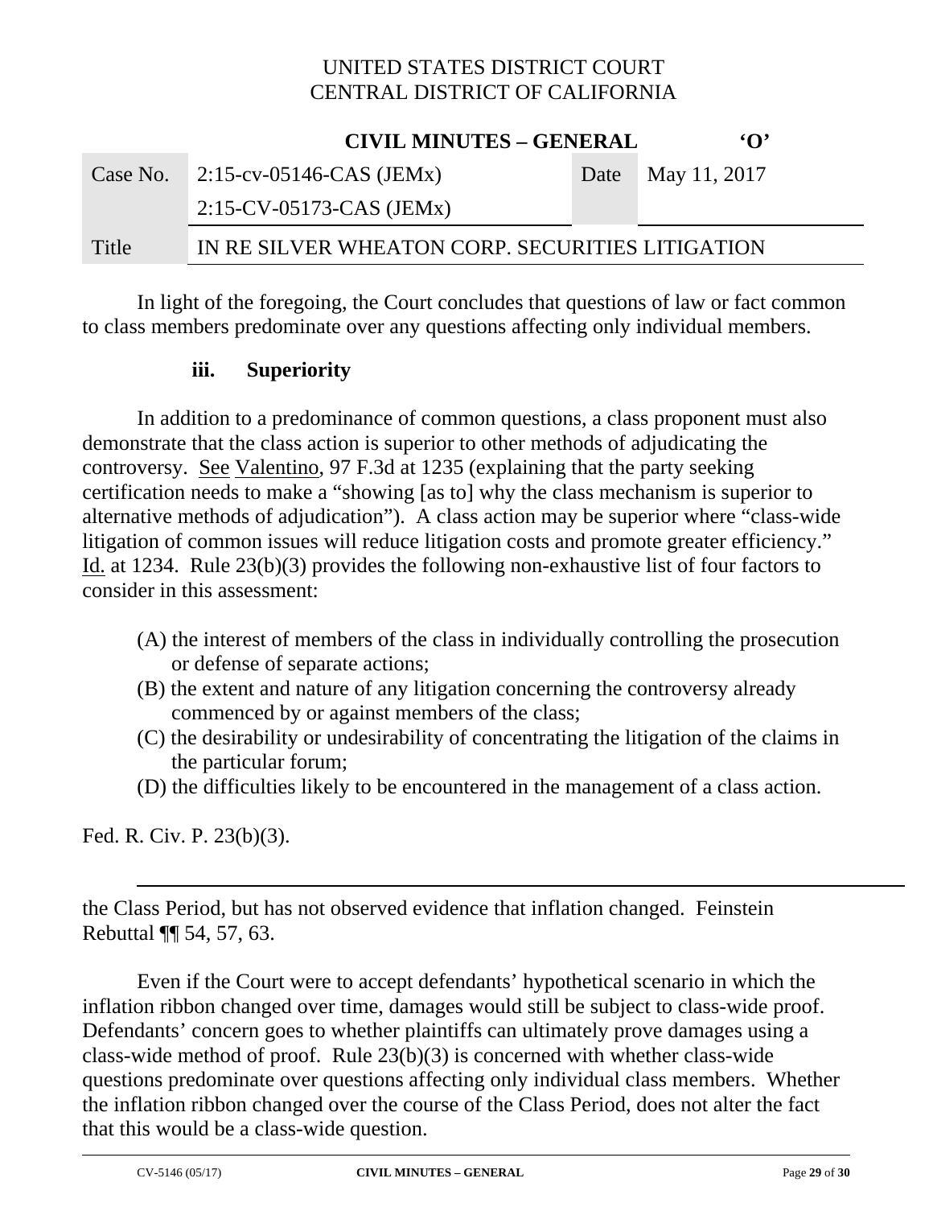In light of the foregoing, the Court concludes that questions of law or fact common to class members predominate over any questions affecting only individual members.

### iii. Superiority

In addition to a predominance of common questions, a class proponent must also demonstrate that the class action is superior to other methods of adjudicating the controversy. See Valentino, 97 F.3d at 1235 (explaining that the party seeking certification needs to make a "showing [as to] why the class mechanism is superior to alternative methods of adjudication"). A class action may be superior where "class-wide litigation of common issues will reduce litigation costs and promote greater efficiency." Id. at 1234. Rule 23(b)(3) provides the following non-exhaustive list of four factors to consider in this assessment:

(A) the interest of members of the class in individually controlling the prosecution or defense of separate actions;
(B) the extent and nature of any litigation concerning the controversy already commenced by or against members of the class;
(C) the desirability or undesirability of concentrating the litigation of the claims in the particular forum;
(D) the difficulties likely to be encountered in the management of a class action.

Fed. R. Civ. P. 23(b)(3).

---

the Class Period, but has not observed evidence that inflation changed. Feinstein Rebuttal ¶¶ 54, 57, 63.

Even if the Court were to accept defendants' hypothetical scenario in which the inflation ribbon changed over time, damages would still be subject to class-wide proof. Defendants' concern goes to whether plaintiffs can ultimately prove damages using a class-wide method of proof. Rule 23(b)(3) is concerned with whether class-wide questions predominate over questions affecting only individual class members. Whether the inflation ribbon changed over the course of the Class Period, does not alter the fact that this would be a class-wide question.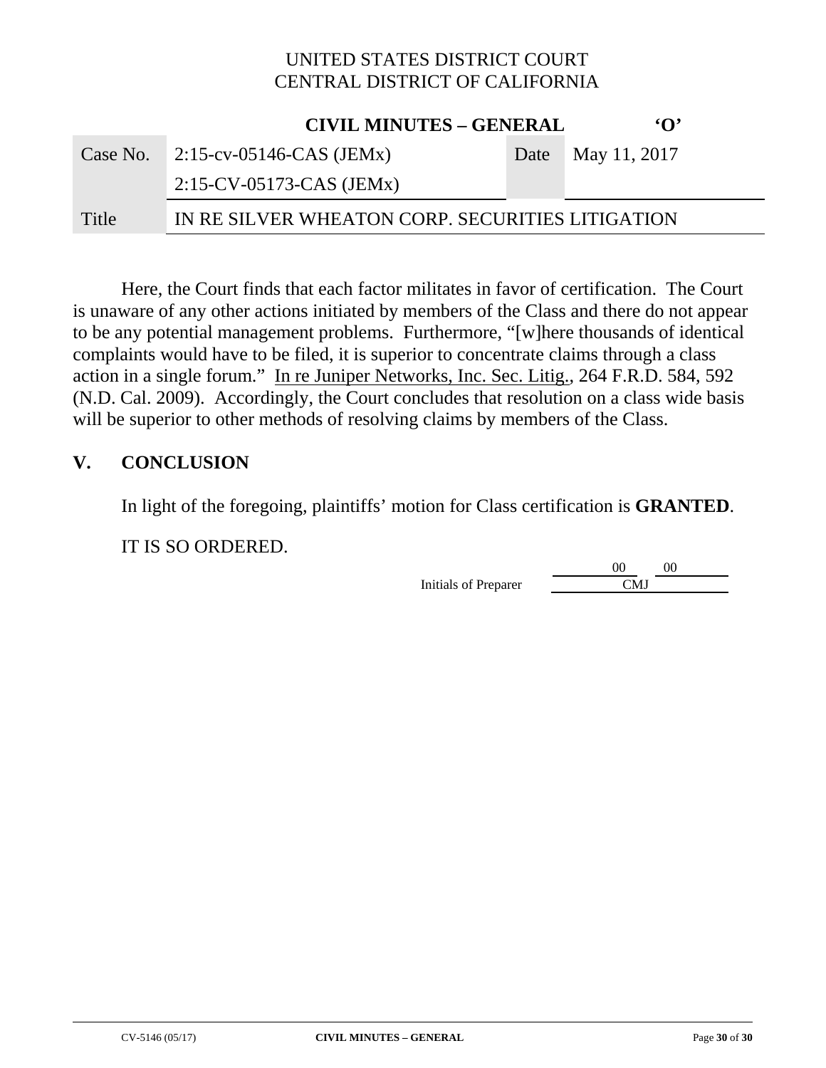Here, the Court finds that each factor militates in favor of certification. The Court is unaware of any other actions initiated by members of the Class and there do not appear to be any potential management problems. Furthermore, "[w]here thousands of identical complaints would have to be filed, it is superior to concentrate claims through a class action in a single forum." In re Juniper Networks, Inc. Sec. Litig., 264 F.R.D. 584, 592 (N.D. Cal. 2009). Accordingly, the Court concludes that resolution on a class wide basis will be superior to other methods of resolving claims by members of the Class.

## V. CONCLUSION

In light of the foregoing, plaintiffs' motion for Class certification is **GRANTED**.

IT IS SO ORDERED.

| | | |
|---|---|---|
| | 00 | 00 |
| Initials of Preparer | CMJ | |